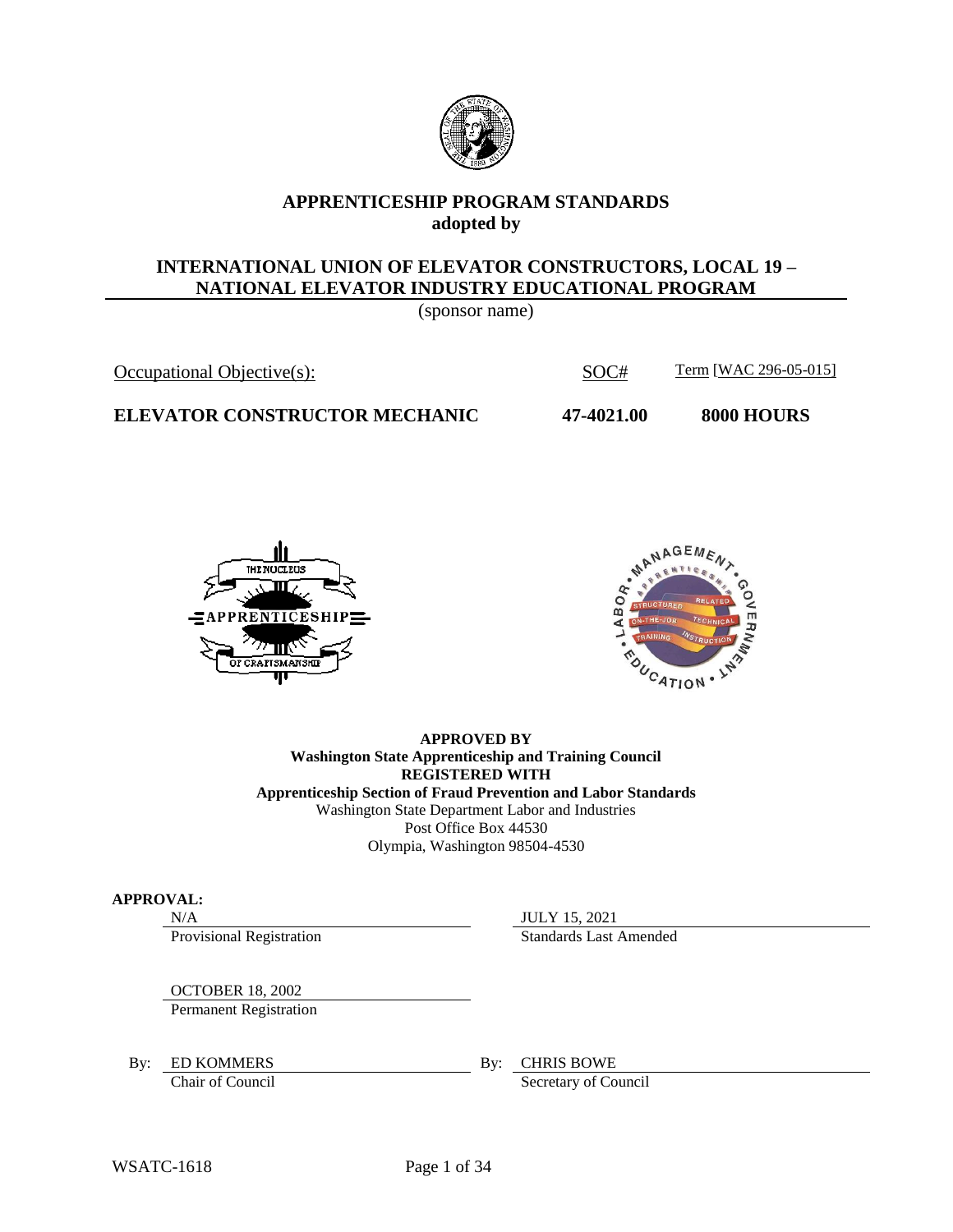# APPRENTICESHIP PROGRAM STANDARDS
**adopted by**

## INTERNATIONAL UNION OF ELEVATOR CONSTRUCTORS, LOCAL 19 – NATIONAL ELEVATOR INDUSTRY EDUCATIONAL PROGRAM

(sponsor name)

| Occupational Objective(s): | SOC# | Term [WAC 296-05-015] |
|---|---|---|
| **ELEVATOR CONSTRUCTOR MECHANIC** | **47-4021.00** | **8000 HOURS** |

**APPROVED BY**
**Washington State Apprenticeship and Training Council**
**REGISTERED WITH**
**Apprenticeship Section of Fraud Prevention and Labor Standards**
Washington State Department Labor and Industries
Post Office Box 44530
Olympia, Washington 98504-4530

**APPROVAL:**

| | |
|---|---|
| N/A | JULY 15, 2021 |
| Provisional Registration | Standards Last Amended |
| OCTOBER 18, 2002 | |
| Permanent Registration | |

By: ED KOMMERS
Chair of Council

By: CHRIS BOWE
Secretary of Council

WSATC-1618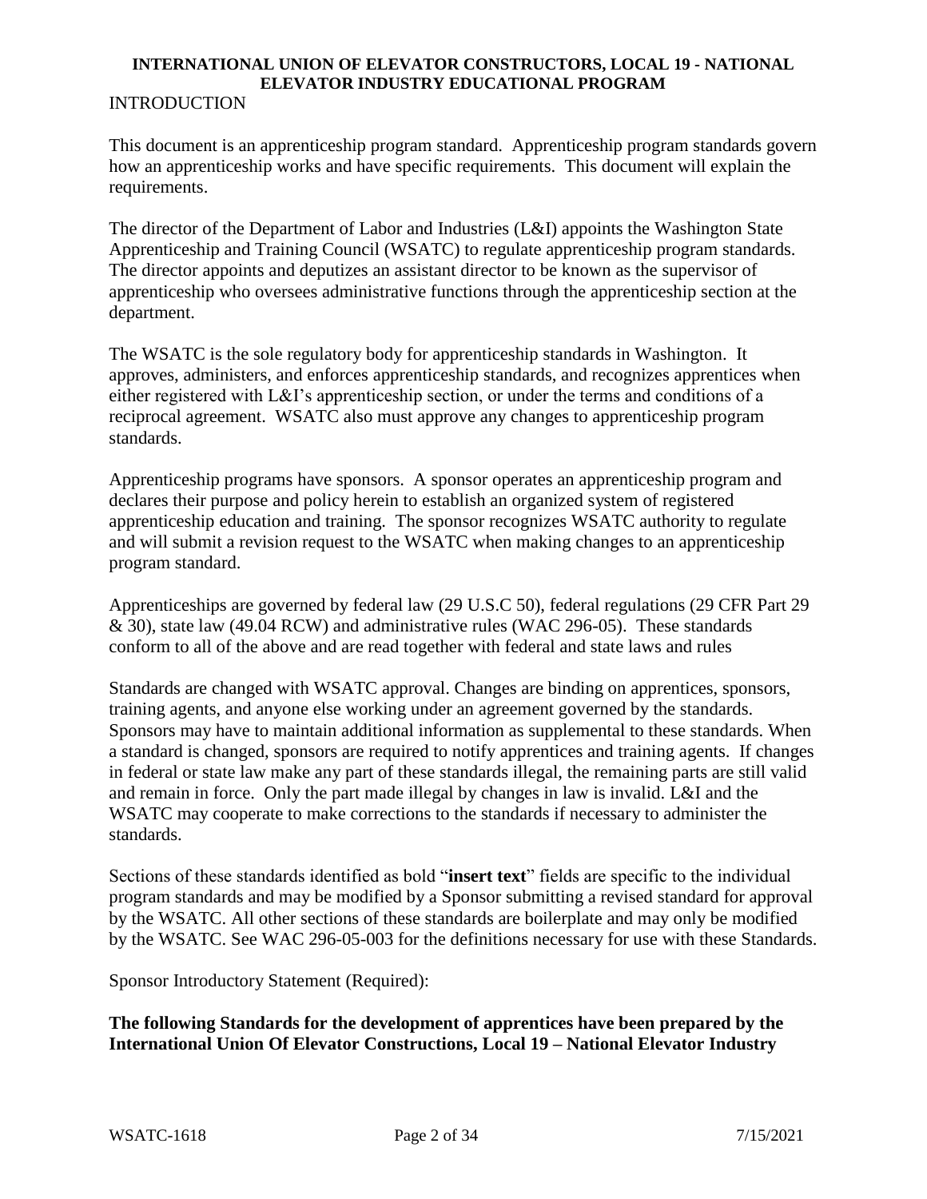**INTERNATIONAL UNION OF ELEVATOR CONSTRUCTORS, LOCAL 19 - NATIONAL ELEVATOR INDUSTRY EDUCATIONAL PROGRAM**

INTRODUCTION

This document is an apprenticeship program standard. Apprenticeship program standards govern how an apprenticeship works and have specific requirements. This document will explain the requirements.

The director of the Department of Labor and Industries (L&I) appoints the Washington State Apprenticeship and Training Council (WSATC) to regulate apprenticeship program standards. The director appoints and deputizes an assistant director to be known as the supervisor of apprenticeship who oversees administrative functions through the apprenticeship section at the department.

The WSATC is the sole regulatory body for apprenticeship standards in Washington. It approves, administers, and enforces apprenticeship standards, and recognizes apprentices when either registered with L&I's apprenticeship section, or under the terms and conditions of a reciprocal agreement. WSATC also must approve any changes to apprenticeship program standards.

Apprenticeship programs have sponsors. A sponsor operates an apprenticeship program and declares their purpose and policy herein to establish an organized system of registered apprenticeship education and training. The sponsor recognizes WSATC authority to regulate and will submit a revision request to the WSATC when making changes to an apprenticeship program standard.

Apprenticeships are governed by federal law (29 U.S.C 50), federal regulations (29 CFR Part 29 & 30), state law (49.04 RCW) and administrative rules (WAC 296-05). These standards conform to all of the above and are read together with federal and state laws and rules

Standards are changed with WSATC approval. Changes are binding on apprentices, sponsors, training agents, and anyone else working under an agreement governed by the standards. Sponsors may have to maintain additional information as supplemental to these standards. When a standard is changed, sponsors are required to notify apprentices and training agents. If changes in federal or state law make any part of these standards illegal, the remaining parts are still valid and remain in force. Only the part made illegal by changes in law is invalid. L&I and the WSATC may cooperate to make corrections to the standards if necessary to administer the standards.

Sections of these standards identified as bold "**insert text**" fields are specific to the individual program standards and may be modified by a Sponsor submitting a revised standard for approval by the WSATC. All other sections of these standards are boilerplate and may only be modified by the WSATC. See WAC 296-05-003 for the definitions necessary for use with these Standards.

Sponsor Introductory Statement (Required):

**The following Standards for the development of apprentices have been prepared by the International Union Of Elevator Constructions, Local 19 – National Elevator Industry**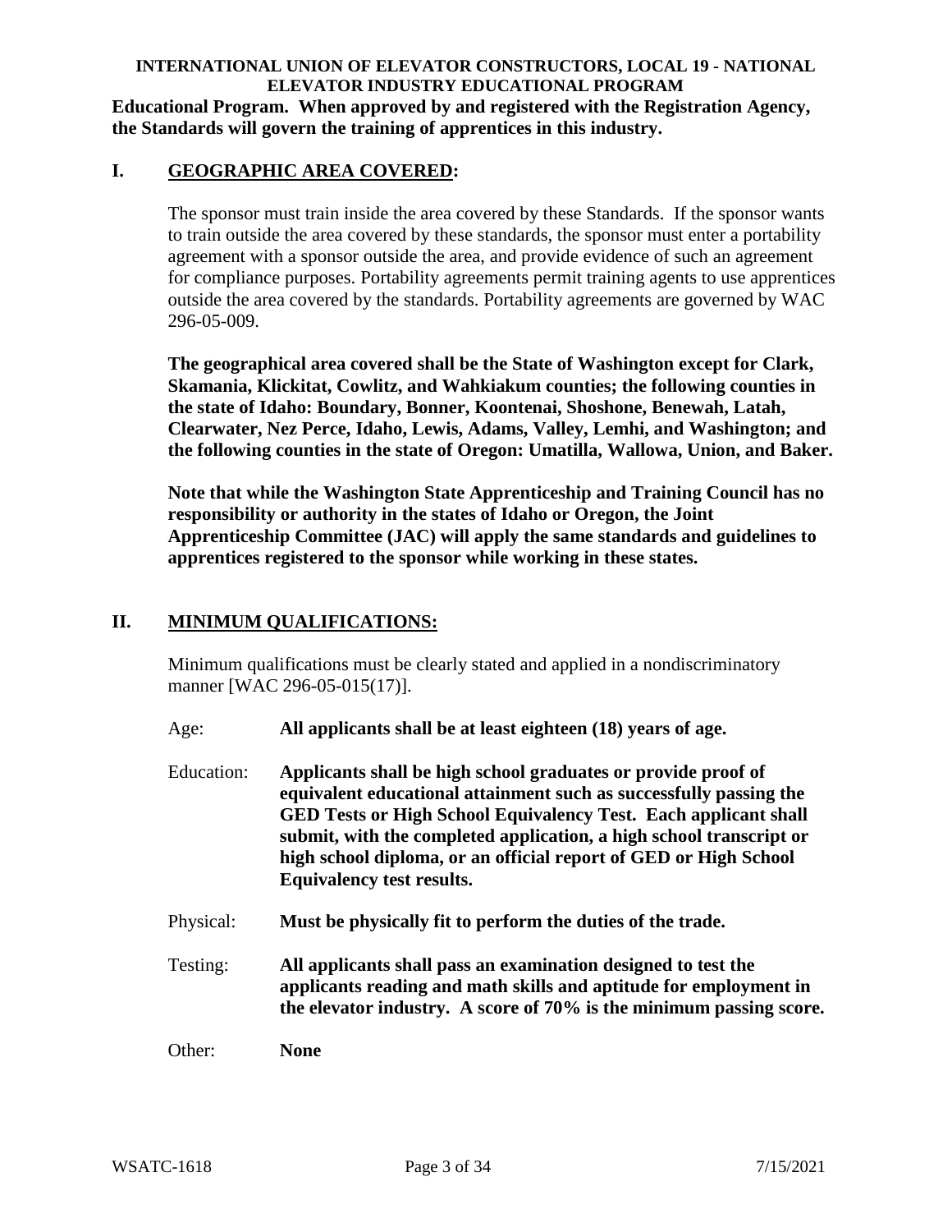**Educational Program. When approved by and registered with the Registration Agency, the Standards will govern the training of apprentices in this industry.**

## I. GEOGRAPHIC AREA COVERED:

The sponsor must train inside the area covered by these Standards. If the sponsor wants to train outside the area covered by these standards, the sponsor must enter a portability agreement with a sponsor outside the area, and provide evidence of such an agreement for compliance purposes. Portability agreements permit training agents to use apprentices outside the area covered by the standards. Portability agreements are governed by WAC 296-05-009.

**The geographical area covered shall be the State of Washington except for Clark, Skamania, Klickitat, Cowlitz, and Wahkiakum counties; the following counties in the state of Idaho: Boundary, Bonner, Koontenai, Shoshone, Benewah, Latah, Clearwater, Nez Perce, Idaho, Lewis, Adams, Valley, Lemhi, and Washington; and the following counties in the state of Oregon: Umatilla, Wallowa, Union, and Baker.**

**Note that while the Washington State Apprenticeship and Training Council has no responsibility or authority in the states of Idaho or Oregon, the Joint Apprenticeship Committee (JAC) will apply the same standards and guidelines to apprentices registered to the sponsor while working in these states.**

## II. MINIMUM QUALIFICATIONS:

Minimum qualifications must be clearly stated and applied in a nondiscriminatory manner [WAC 296-05-015(17)].

Age: **All applicants shall be at least eighteen (18) years of age.**

Education: **Applicants shall be high school graduates or provide proof of equivalent educational attainment such as successfully passing the GED Tests or High School Equivalency Test. Each applicant shall submit, with the completed application, a high school transcript or high school diploma, or an official report of GED or High School Equivalency test results.**

Physical: **Must be physically fit to perform the duties of the trade.**

Testing: **All applicants shall pass an examination designed to test the applicants reading and math skills and aptitude for employment in the elevator industry. A score of 70% is the minimum passing score.**

Other: **None**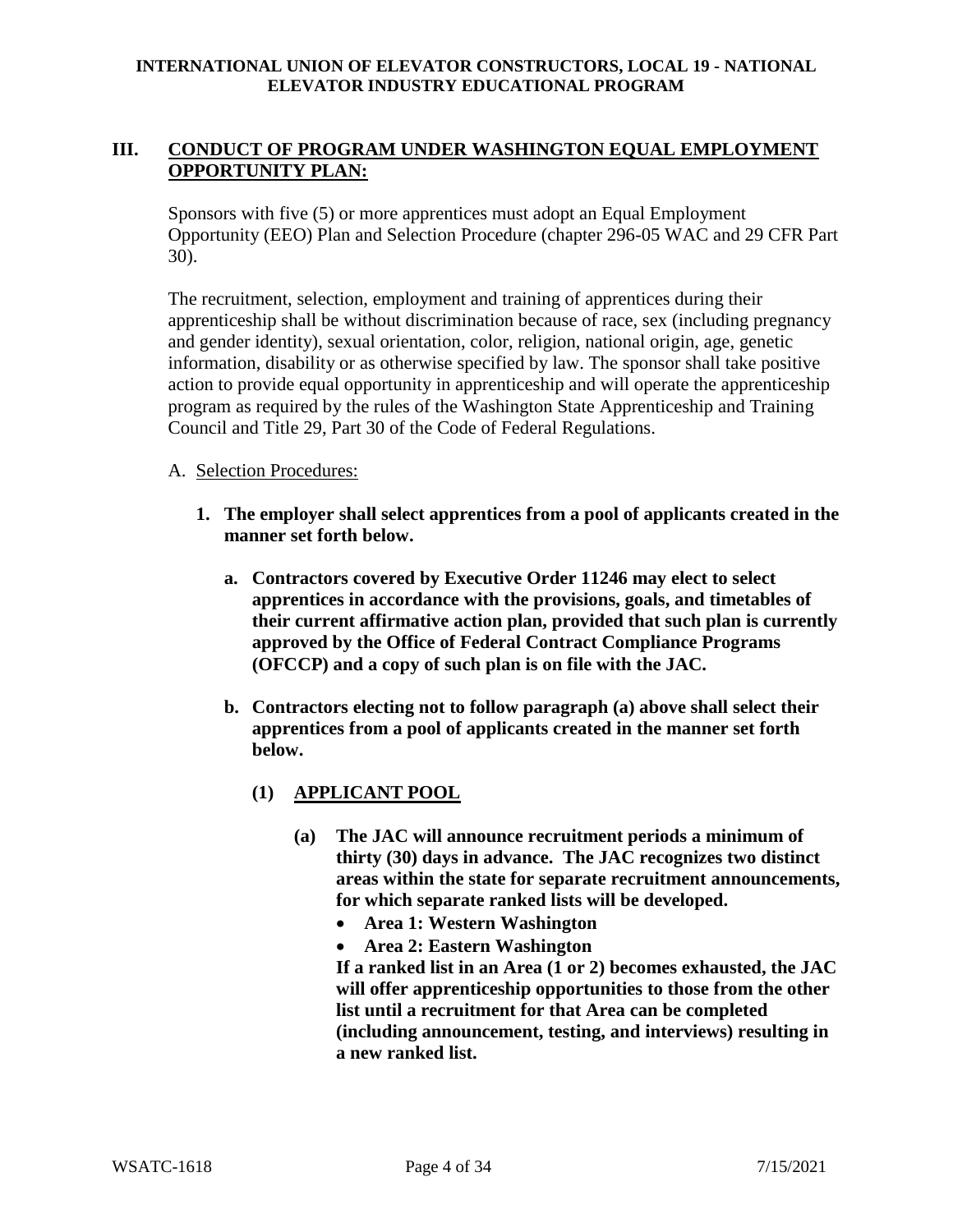## III. CONDUCT OF PROGRAM UNDER WASHINGTON EQUAL EMPLOYMENT OPPORTUNITY PLAN:

Sponsors with five (5) or more apprentices must adopt an Equal Employment Opportunity (EEO) Plan and Selection Procedure (chapter 296-05 WAC and 29 CFR Part 30).

The recruitment, selection, employment and training of apprentices during their apprenticeship shall be without discrimination because of race, sex (including pregnancy and gender identity), sexual orientation, color, religion, national origin, age, genetic information, disability or as otherwise specified by law. The sponsor shall take positive action to provide equal opportunity in apprenticeship and will operate the apprenticeship program as required by the rules of the Washington State Apprenticeship and Training Council and Title 29, Part 30 of the Code of Federal Regulations.

A. Selection Procedures:

**1. The employer shall select apprentices from a pool of applicants created in the manner set forth below.**

**a. Contractors covered by Executive Order 11246 may elect to select apprentices in accordance with the provisions, goals, and timetables of their current affirmative action plan, provided that such plan is currently approved by the Office of Federal Contract Compliance Programs (OFCCP) and a copy of such plan is on file with the JAC.**

**b. Contractors electing not to follow paragraph (a) above shall select their apprentices from a pool of applicants created in the manner set forth below.**

**(1) APPLICANT POOL**

**(a) The JAC will announce recruitment periods a minimum of thirty (30) days in advance. The JAC recognizes two distinct areas within the state for separate recruitment announcements, for which separate ranked lists will be developed.**

- **Area 1: Western Washington**
- **Area 2: Eastern Washington**

**If a ranked list in an Area (1 or 2) becomes exhausted, the JAC will offer apprenticeship opportunities to those from the other list until a recruitment for that Area can be completed (including announcement, testing, and interviews) resulting in a new ranked list.**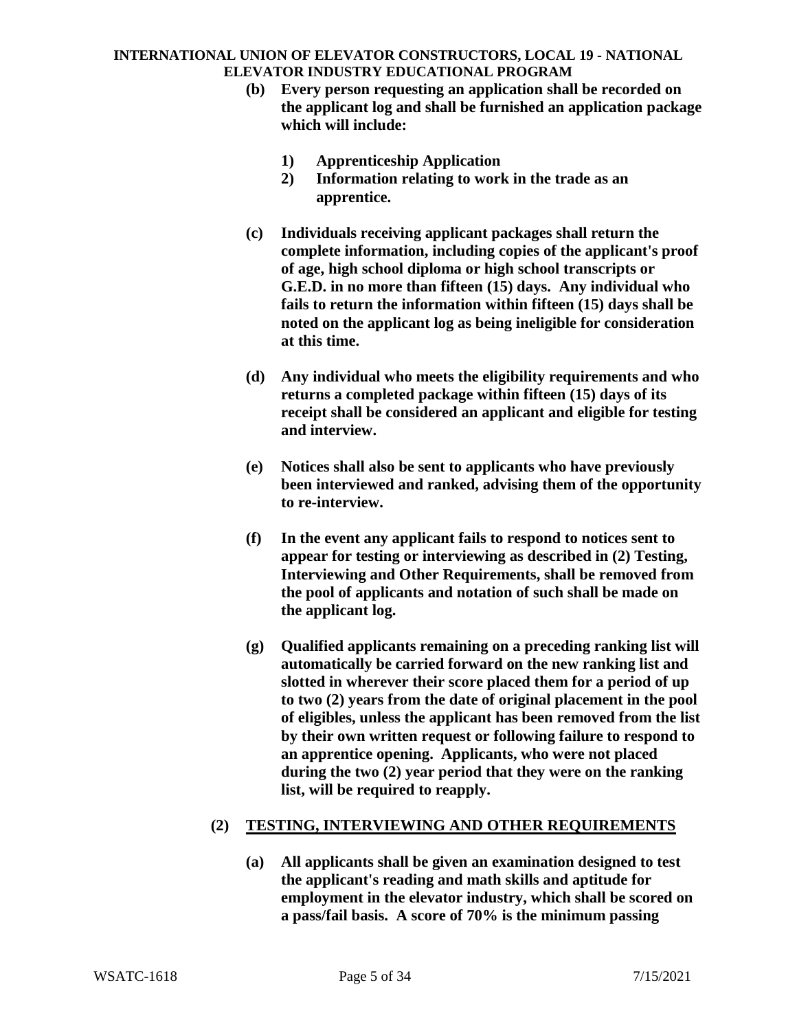**(b) Every person requesting an application shall be recorded on the applicant log and shall be furnished an application package which will include:**

   **1) Apprenticeship Application**

   **2) Information relating to work in the trade as an apprentice.**

**(c) Individuals receiving applicant packages shall return the complete information, including copies of the applicant's proof of age, high school diploma or high school transcripts or G.E.D. in no more than fifteen (15) days. Any individual who fails to return the information within fifteen (15) days shall be noted on the applicant log as being ineligible for consideration at this time.**

**(d) Any individual who meets the eligibility requirements and who returns a completed package within fifteen (15) days of its receipt shall be considered an applicant and eligible for testing and interview.**

**(e) Notices shall also be sent to applicants who have previously been interviewed and ranked, advising them of the opportunity to re-interview.**

**(f) In the event any applicant fails to respond to notices sent to appear for testing or interviewing as described in (2) Testing, Interviewing and Other Requirements, shall be removed from the pool of applicants and notation of such shall be made on the applicant log.**

**(g) Qualified applicants remaining on a preceding ranking list will automatically be carried forward on the new ranking list and slotted in wherever their score placed them for a period of up to two (2) years from the date of original placement in the pool of eligibles, unless the applicant has been removed from the list by their own written request or following failure to respond to an apprentice opening. Applicants, who were not placed during the two (2) year period that they were on the ranking list, will be required to reapply.**

**(2) <u>TESTING, INTERVIEWING AND OTHER REQUIREMENTS</u>**

**(a) All applicants shall be given an examination designed to test the applicant's reading and math skills and aptitude for employment in the elevator industry, which shall be scored on a pass/fail basis. A score of 70% is the minimum passing**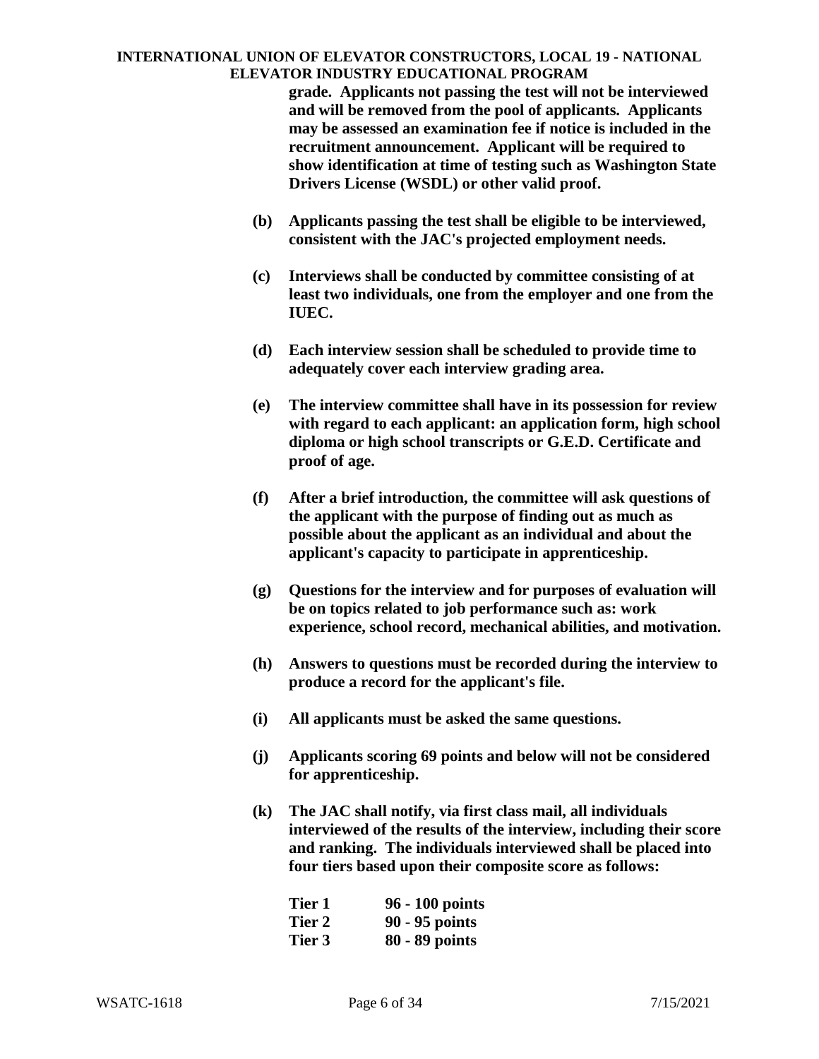**grade. Applicants not passing the test will not be interviewed and will be removed from the pool of applicants. Applicants may be assessed an examination fee if notice is included in the recruitment announcement. Applicant will be required to show identification at time of testing such as Washington State Drivers License (WSDL) or other valid proof.**

**(b) Applicants passing the test shall be eligible to be interviewed, consistent with the JAC's projected employment needs.**

**(c) Interviews shall be conducted by committee consisting of at least two individuals, one from the employer and one from the IUEC.**

**(d) Each interview session shall be scheduled to provide time to adequately cover each interview grading area.**

**(e) The interview committee shall have in its possession for review with regard to each applicant: an application form, high school diploma or high school transcripts or G.E.D. Certificate and proof of age.**

**(f) After a brief introduction, the committee will ask questions of the applicant with the purpose of finding out as much as possible about the applicant as an individual and about the applicant's capacity to participate in apprenticeship.**

**(g) Questions for the interview and for purposes of evaluation will be on topics related to job performance such as: work experience, school record, mechanical abilities, and motivation.**

**(h) Answers to questions must be recorded during the interview to produce a record for the applicant's file.**

**(i) All applicants must be asked the same questions.**

**(j) Applicants scoring 69 points and below will not be considered for apprenticeship.**

**(k) The JAC shall notify, via first class mail, all individuals interviewed of the results of the interview, including their score and ranking. The individuals interviewed shall be placed into four tiers based upon their composite score as follows:**

| | |
|---|---|
| **Tier 1** | **96 - 100 points** |
| **Tier 2** | **90 - 95 points** |
| **Tier 3** | **80 - 89 points** |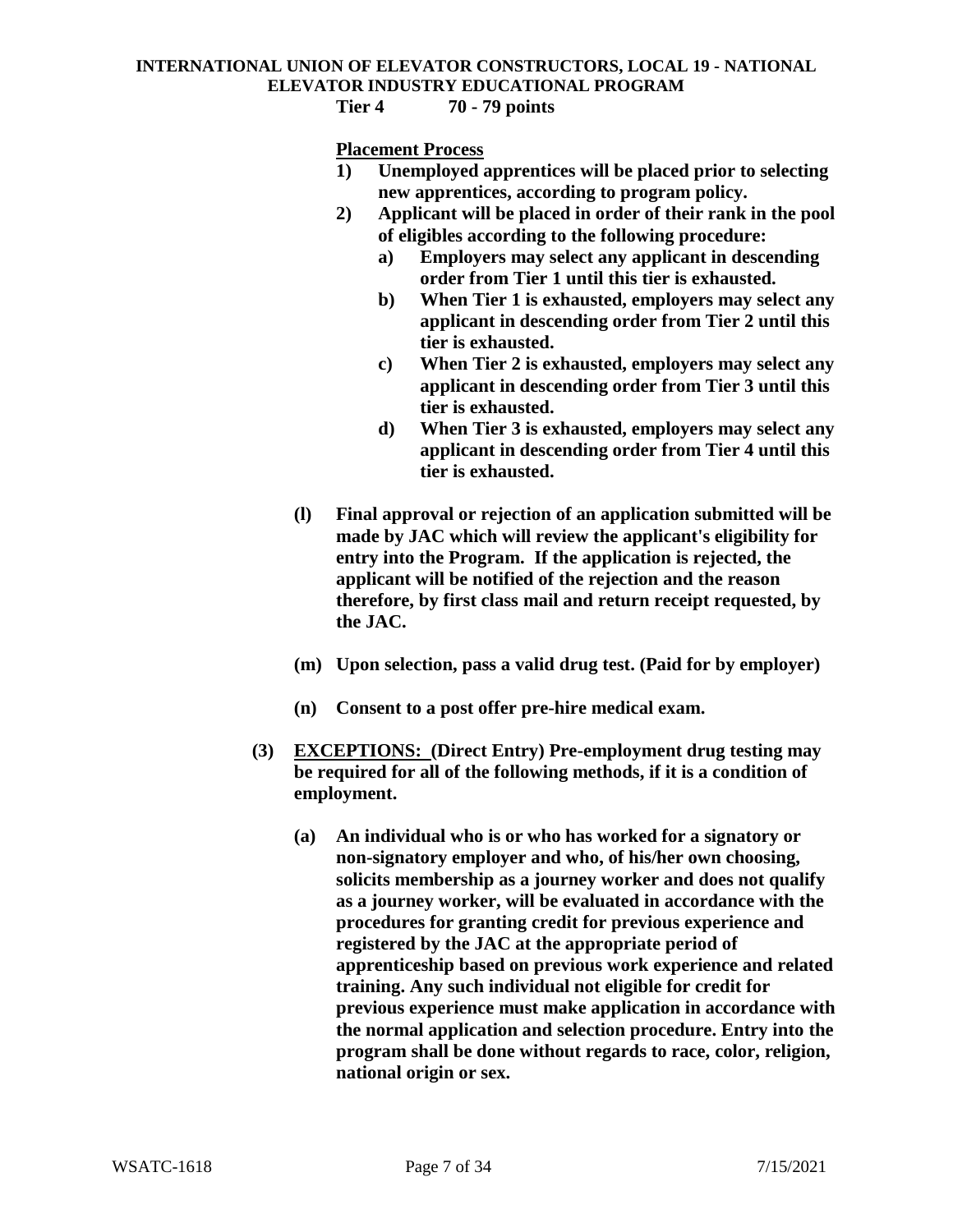**Tier 4 70 - 79 points**

**Placement Process**

1) **Unemployed apprentices will be placed prior to selecting new apprentices, according to program policy.**
2) **Applicant will be placed in order of their rank in the pool of eligibles according to the following procedure:**
   a) **Employers may select any applicant in descending order from Tier 1 until this tier is exhausted.**
   b) **When Tier 1 is exhausted, employers may select any applicant in descending order from Tier 2 until this tier is exhausted.**
   c) **When Tier 2 is exhausted, employers may select any applicant in descending order from Tier 3 until this tier is exhausted.**
   d) **When Tier 3 is exhausted, employers may select any applicant in descending order from Tier 4 until this tier is exhausted.**

(l) **Final approval or rejection of an application submitted will be made by JAC which will review the applicant's eligibility for entry into the Program. If the application is rejected, the applicant will be notified of the rejection and the reason therefore, by first class mail and return receipt requested, by the JAC.**

(m) **Upon selection, pass a valid drug test. (Paid for by employer)**

(n) **Consent to a post offer pre-hire medical exam.**

(3) **<u>EXCEPTIONS:</u> (Direct Entry) Pre-employment drug testing may be required for all of the following methods, if it is a condition of employment.**

(a) **An individual who is or who has worked for a signatory or non-signatory employer and who, of his/her own choosing, solicits membership as a journey worker and does not qualify as a journey worker, will be evaluated in accordance with the procedures for granting credit for previous experience and registered by the JAC at the appropriate period of apprenticeship based on previous work experience and related training. Any such individual not eligible for credit for previous experience must make application in accordance with the normal application and selection procedure. Entry into the program shall be done without regards to race, color, religion, national origin or sex.**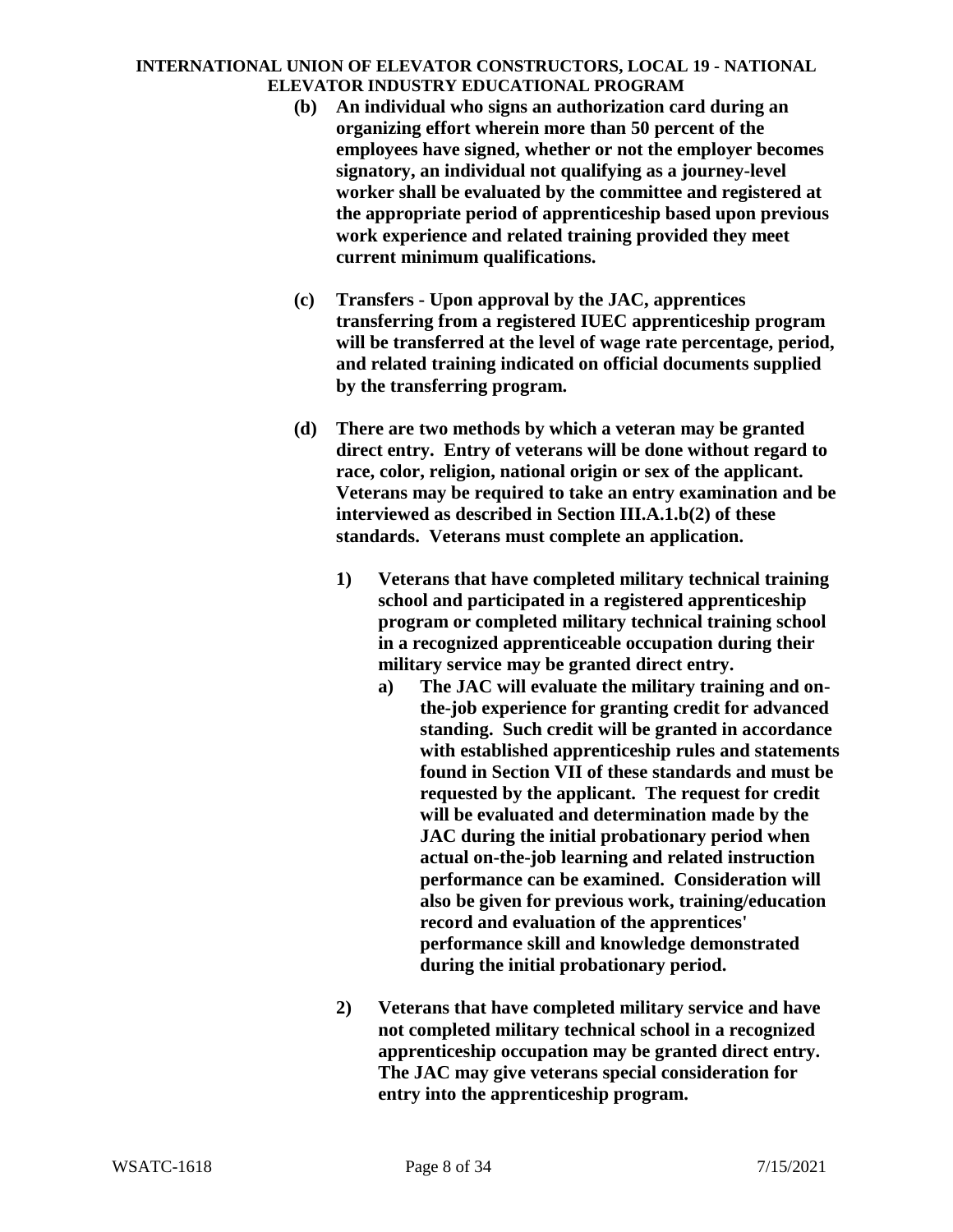**(b) An individual who signs an authorization card during an organizing effort wherein more than 50 percent of the employees have signed, whether or not the employer becomes signatory, an individual not qualifying as a journey-level worker shall be evaluated by the committee and registered at the appropriate period of apprenticeship based upon previous work experience and related training provided they meet current minimum qualifications.**

**(c) Transfers - Upon approval by the JAC, apprentices transferring from a registered IUEC apprenticeship program will be transferred at the level of wage rate percentage, period, and related training indicated on official documents supplied by the transferring program.**

**(d) There are two methods by which a veteran may be granted direct entry. Entry of veterans will be done without regard to race, color, religion, national origin or sex of the applicant. Veterans may be required to take an entry examination and be interviewed as described in Section III.A.1.b(2) of these standards. Veterans must complete an application.**

**1) Veterans that have completed military technical training school and participated in a registered apprenticeship program or completed military technical training school in a recognized apprenticeable occupation during their military service may be granted direct entry.**

**a) The JAC will evaluate the military training and on-the-job experience for granting credit for advanced standing. Such credit will be granted in accordance with established apprenticeship rules and statements found in Section VII of these standards and must be requested by the applicant. The request for credit will be evaluated and determination made by the JAC during the initial probationary period when actual on-the-job learning and related instruction performance can be examined. Consideration will also be given for previous work, training/education record and evaluation of the apprentices' performance skill and knowledge demonstrated during the initial probationary period.**

**2) Veterans that have completed military service and have not completed military technical school in a recognized apprenticeship occupation may be granted direct entry. The JAC may give veterans special consideration for entry into the apprenticeship program.**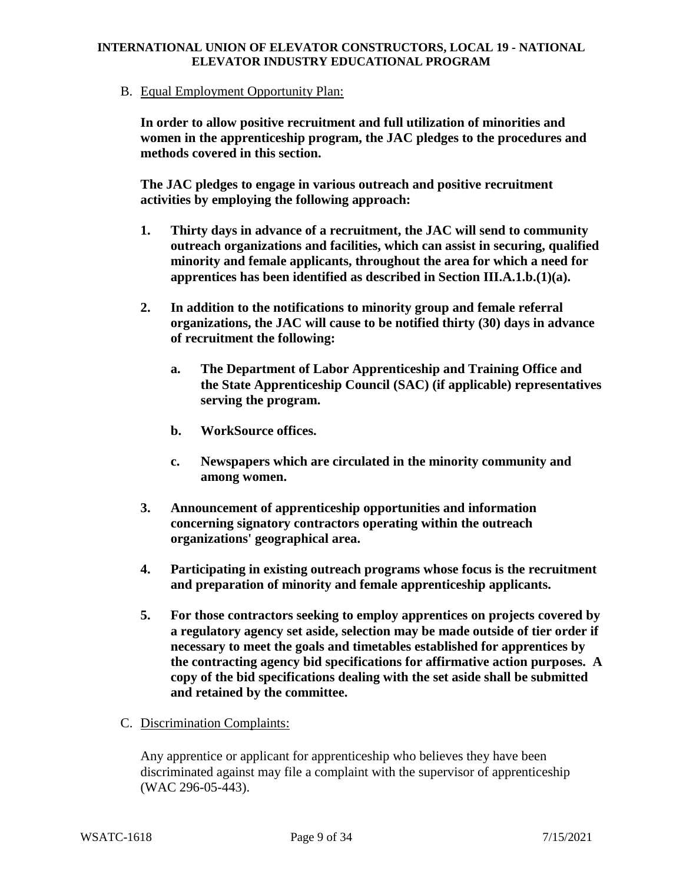B. Equal Employment Opportunity Plan:

**In order to allow positive recruitment and full utilization of minorities and women in the apprenticeship program, the JAC pledges to the procedures and methods covered in this section.**

**The JAC pledges to engage in various outreach and positive recruitment activities by employing the following approach:**

1. **Thirty days in advance of a recruitment, the JAC will send to community outreach organizations and facilities, which can assist in securing, qualified minority and female applicants, throughout the area for which a need for apprentices has been identified as described in Section III.A.1.b.(1)(a).**

2. **In addition to the notifications to minority group and female referral organizations, the JAC will cause to be notified thirty (30) days in advance of recruitment the following:**

   a. **The Department of Labor Apprenticeship and Training Office and the State Apprenticeship Council (SAC) (if applicable) representatives serving the program.**

   b. **WorkSource offices.**

   c. **Newspapers which are circulated in the minority community and among women.**

3. **Announcement of apprenticeship opportunities and information concerning signatory contractors operating within the outreach organizations' geographical area.**

4. **Participating in existing outreach programs whose focus is the recruitment and preparation of minority and female apprenticeship applicants.**

5. **For those contractors seeking to employ apprentices on projects covered by a regulatory agency set aside, selection may be made outside of tier order if necessary to meet the goals and timetables established for apprentices by the contracting agency bid specifications for affirmative action purposes. A copy of the bid specifications dealing with the set aside shall be submitted and retained by the committee.**

C. Discrimination Complaints:

Any apprentice or applicant for apprenticeship who believes they have been discriminated against may file a complaint with the supervisor of apprenticeship (WAC 296-05-443).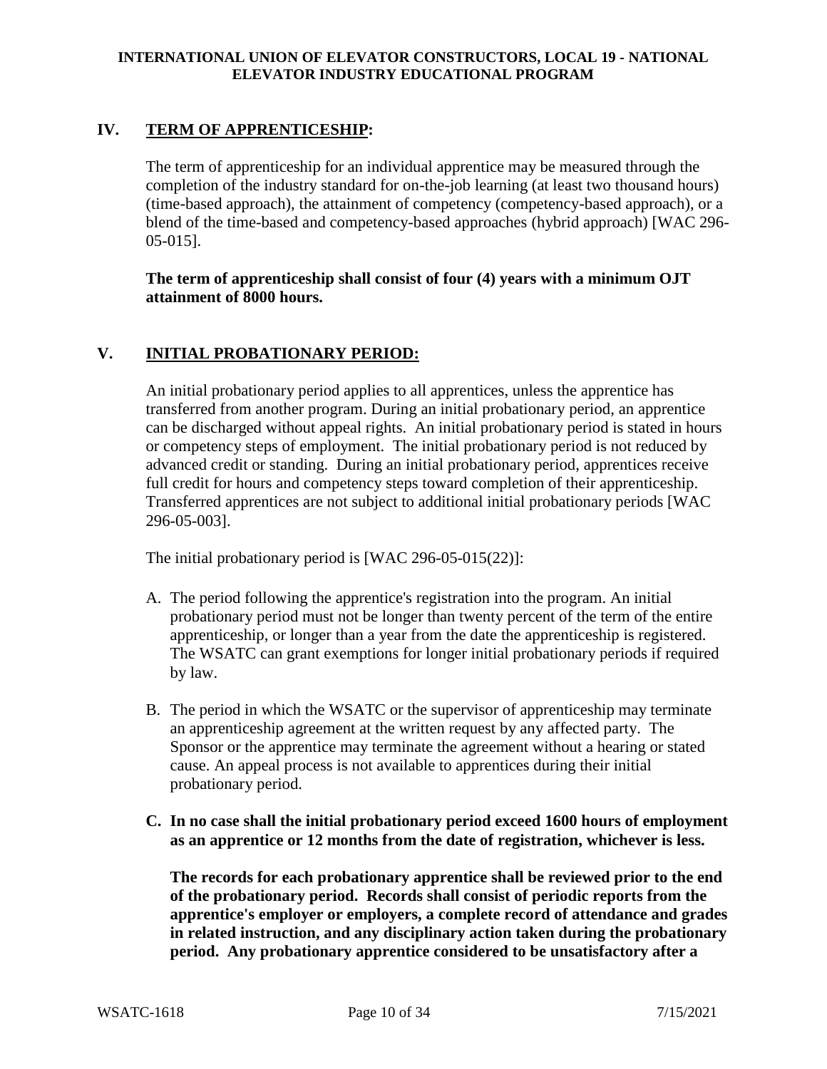## IV. TERM OF APPRENTICESHIP:

The term of apprenticeship for an individual apprentice may be measured through the completion of the industry standard for on-the-job learning (at least two thousand hours) (time-based approach), the attainment of competency (competency-based approach), or a blend of the time-based and competency-based approaches (hybrid approach) [WAC 296-05-015].

**The term of apprenticeship shall consist of four (4) years with a minimum OJT attainment of 8000 hours.**

## V. INITIAL PROBATIONARY PERIOD:

An initial probationary period applies to all apprentices, unless the apprentice has transferred from another program. During an initial probationary period, an apprentice can be discharged without appeal rights. An initial probationary period is stated in hours or competency steps of employment. The initial probationary period is not reduced by advanced credit or standing. During an initial probationary period, apprentices receive full credit for hours and competency steps toward completion of their apprenticeship. Transferred apprentices are not subject to additional initial probationary periods [WAC 296-05-003].

The initial probationary period is [WAC 296-05-015(22)]:

A. The period following the apprentice's registration into the program. An initial probationary period must not be longer than twenty percent of the term of the entire apprenticeship, or longer than a year from the date the apprenticeship is registered. The WSATC can grant exemptions for longer initial probationary periods if required by law.

B. The period in which the WSATC or the supervisor of apprenticeship may terminate an apprenticeship agreement at the written request by any affected party. The Sponsor or the apprentice may terminate the agreement without a hearing or stated cause. An appeal process is not available to apprentices during their initial probationary period.

**C. In no case shall the initial probationary period exceed 1600 hours of employment as an apprentice or 12 months from the date of registration, whichever is less.**

**The records for each probationary apprentice shall be reviewed prior to the end of the probationary period. Records shall consist of periodic reports from the apprentice's employer or employers, a complete record of attendance and grades in related instruction, and any disciplinary action taken during the probationary period. Any probationary apprentice considered to be unsatisfactory after a**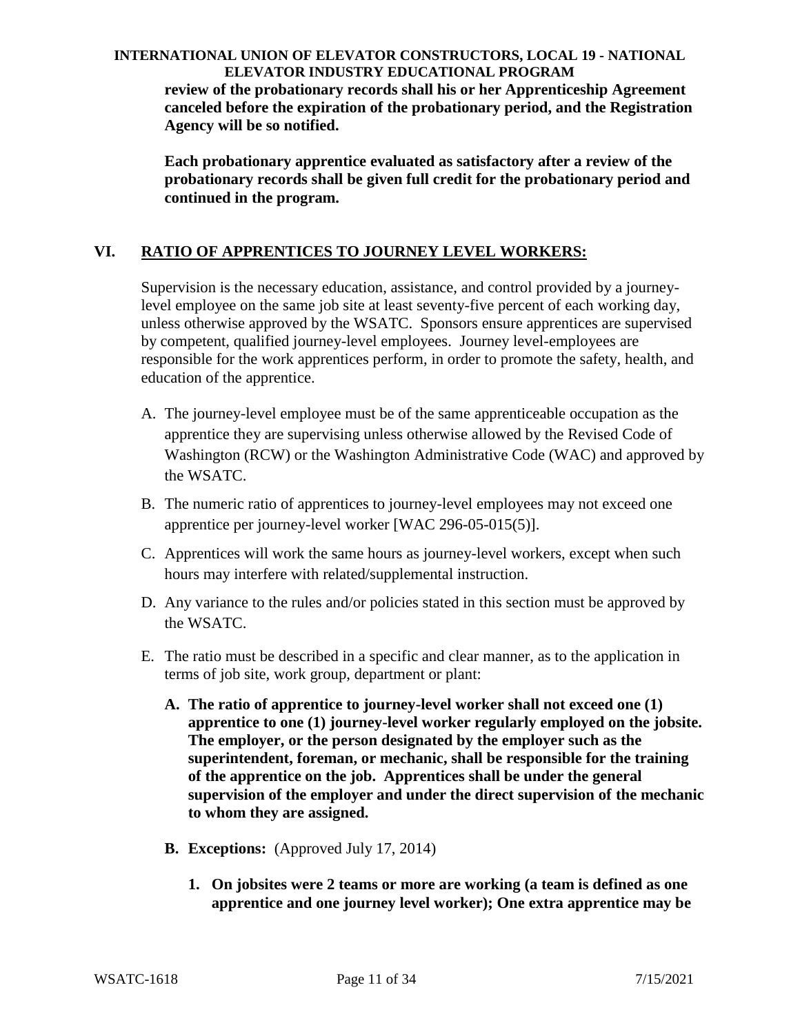**review of the probationary records shall his or her Apprenticeship Agreement canceled before the expiration of the probationary period, and the Registration Agency will be so notified.**

**Each probationary apprentice evaluated as satisfactory after a review of the probationary records shall be given full credit for the probationary period and continued in the program.**

## VI. RATIO OF APPRENTICES TO JOURNEY LEVEL WORKERS:

Supervision is the necessary education, assistance, and control provided by a journey-level employee on the same job site at least seventy-five percent of each working day, unless otherwise approved by the WSATC. Sponsors ensure apprentices are supervised by competent, qualified journey-level employees. Journey level-employees are responsible for the work apprentices perform, in order to promote the safety, health, and education of the apprentice.

A. The journey-level employee must be of the same apprenticeable occupation as the apprentice they are supervising unless otherwise allowed by the Revised Code of Washington (RCW) or the Washington Administrative Code (WAC) and approved by the WSATC.

B. The numeric ratio of apprentices to journey-level employees may not exceed one apprentice per journey-level worker [WAC 296-05-015(5)].

C. Apprentices will work the same hours as journey-level workers, except when such hours may interfere with related/supplemental instruction.

D. Any variance to the rules and/or policies stated in this section must be approved by the WSATC.

E. The ratio must be described in a specific and clear manner, as to the application in terms of job site, work group, department or plant:

   **A. The ratio of apprentice to journey-level worker shall not exceed one (1) apprentice to one (1) journey-level worker regularly employed on the jobsite. The employer, or the person designated by the employer such as the superintendent, foreman, or mechanic, shall be responsible for the training of the apprentice on the job. Apprentices shall be under the general supervision of the employer and under the direct supervision of the mechanic to whom they are assigned.**

   **B. Exceptions:** (Approved July 17, 2014)

   **1. On jobsites were 2 teams or more are working (a team is defined as one apprentice and one journey level worker); One extra apprentice may be**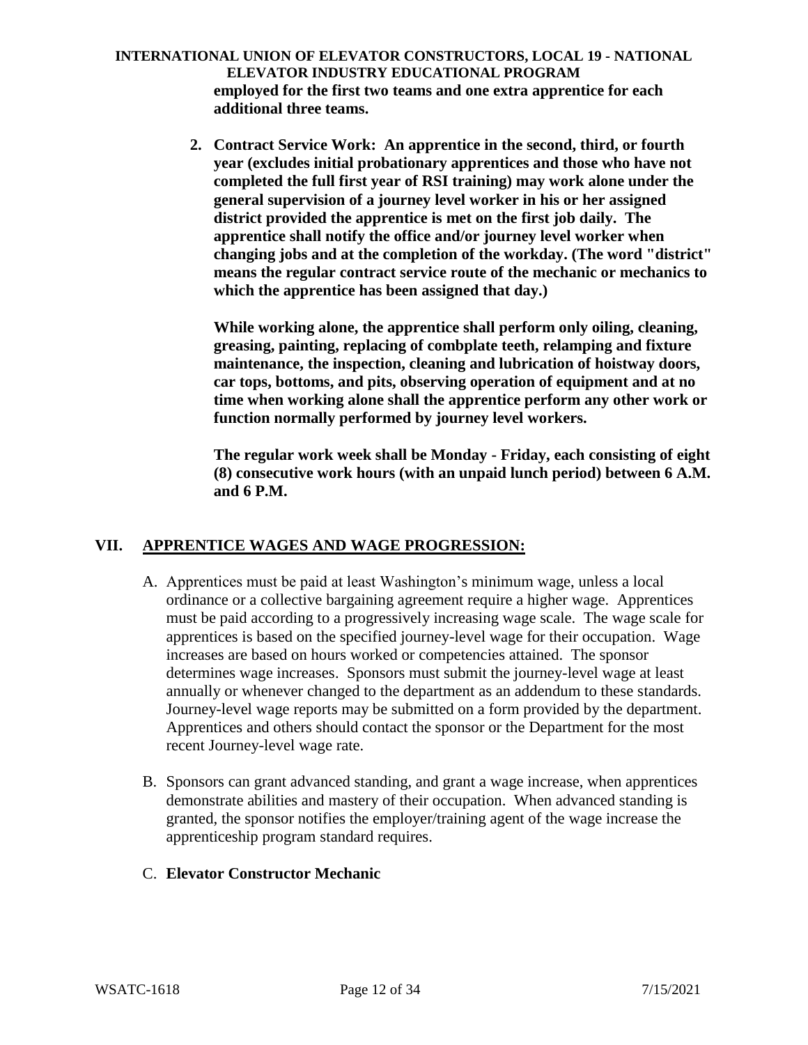**employed for the first two teams and one extra apprentice for each additional three teams.**

2. **Contract Service Work: An apprentice in the second, third, or fourth year (excludes initial probationary apprentices and those who have not completed the full first year of RSI training) may work alone under the general supervision of a journey level worker in his or her assigned district provided the apprentice is met on the first job daily. The apprentice shall notify the office and/or journey level worker when changing jobs and at the completion of the workday. (The word "district" means the regular contract service route of the mechanic or mechanics to which the apprentice has been assigned that day.)**

   **While working alone, the apprentice shall perform only oiling, cleaning, greasing, painting, replacing of combplate teeth, relamping and fixture maintenance, the inspection, cleaning and lubrication of hoistway doors, car tops, bottoms, and pits, observing operation of equipment and at no time when working alone shall the apprentice perform any other work or function normally performed by journey level workers.**

   **The regular work week shall be Monday - Friday, each consisting of eight (8) consecutive work hours (with an unpaid lunch period) between 6 A.M. and 6 P.M.**

## VII. APPRENTICE WAGES AND WAGE PROGRESSION:

A. Apprentices must be paid at least Washington's minimum wage, unless a local ordinance or a collective bargaining agreement require a higher wage. Apprentices must be paid according to a progressively increasing wage scale. The wage scale for apprentices is based on the specified journey-level wage for their occupation. Wage increases are based on hours worked or competencies attained. The sponsor determines wage increases. Sponsors must submit the journey-level wage at least annually or whenever changed to the department as an addendum to these standards. Journey-level wage reports may be submitted on a form provided by the department. Apprentices and others should contact the sponsor or the Department for the most recent Journey-level wage rate.

B. Sponsors can grant advanced standing, and grant a wage increase, when apprentices demonstrate abilities and mastery of their occupation. When advanced standing is granted, the sponsor notifies the employer/training agent of the wage increase the apprenticeship program standard requires.

C. **Elevator Constructor Mechanic**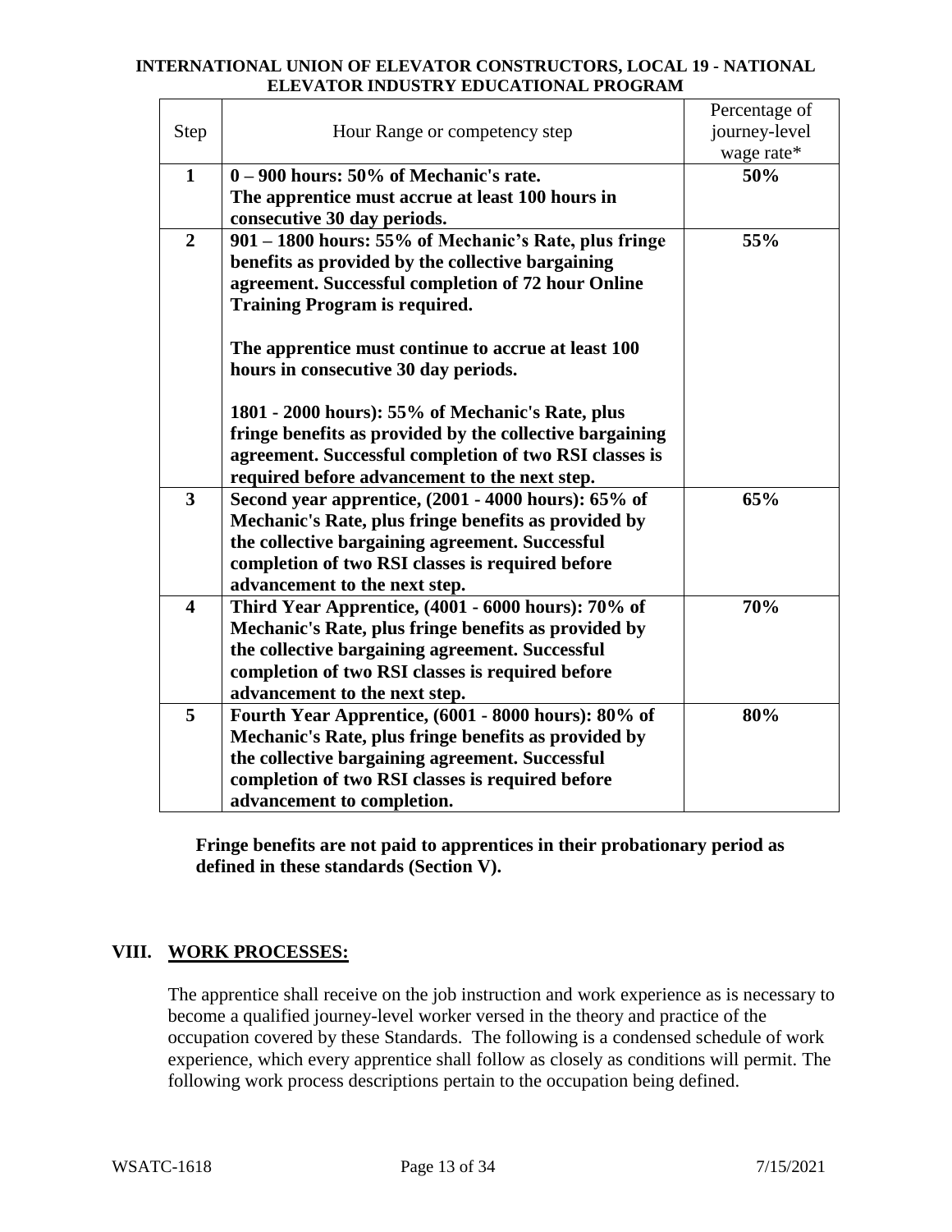**INTERNATIONAL UNION OF ELEVATOR CONSTRUCTORS, LOCAL 19 - NATIONAL ELEVATOR INDUSTRY EDUCATIONAL PROGRAM**

| Step | Hour Range or competency step | Percentage of journey-level wage rate* |
|---|---|---|
| **1** | **0 – 900 hours: 50% of Mechanic's rate.** **The apprentice must accrue at least 100 hours in consecutive 30 day periods.** | **50%** |
| **2** | **901 – 1800 hours: 55% of Mechanic's Rate, plus fringe benefits as provided by the collective bargaining agreement. Successful completion of 72 hour Online Training Program is required.** <br><br> **The apprentice must continue to accrue at least 100 hours in consecutive 30 day periods.** <br><br> **1801 - 2000 hours): 55% of Mechanic's Rate, plus fringe benefits as provided by the collective bargaining agreement. Successful completion of two RSI classes is required before advancement to the next step.** | **55%** |
| **3** | **Second year apprentice, (2001 - 4000 hours): 65% of Mechanic's Rate, plus fringe benefits as provided by the collective bargaining agreement. Successful completion of two RSI classes is required before advancement to the next step.** | **65%** |
| **4** | **Third Year Apprentice, (4001 - 6000 hours): 70% of Mechanic's Rate, plus fringe benefits as provided by the collective bargaining agreement. Successful completion of two RSI classes is required before advancement to the next step.** | **70%** |
| **5** | **Fourth Year Apprentice, (6001 - 8000 hours): 80% of Mechanic's Rate, plus fringe benefits as provided by the collective bargaining agreement. Successful completion of two RSI classes is required before advancement to completion.** | **80%** |

**Fringe benefits are not paid to apprentices in their probationary period as defined in these standards (Section V).**

## VIII. WORK PROCESSES:

The apprentice shall receive on the job instruction and work experience as is necessary to become a qualified journey-level worker versed in the theory and practice of the occupation covered by these Standards. The following is a condensed schedule of work experience, which every apprentice shall follow as closely as conditions will permit. The following work process descriptions pertain to the occupation being defined.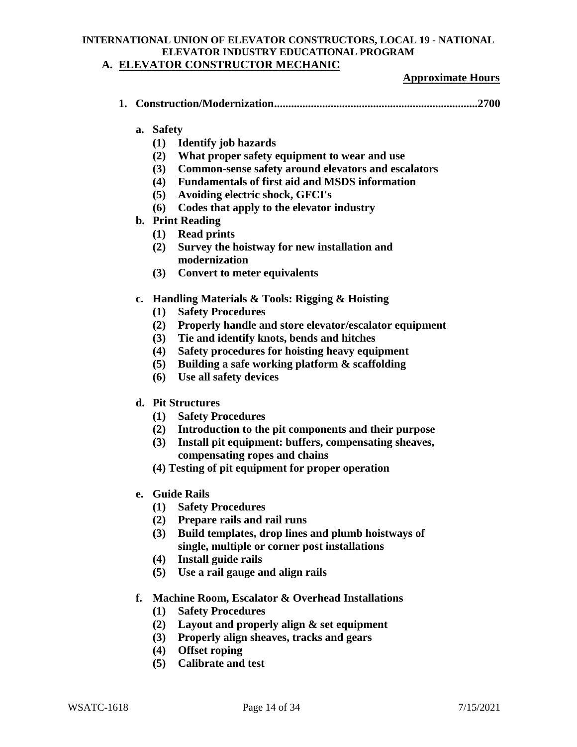**INTERNATIONAL UNION OF ELEVATOR CONSTRUCTORS, LOCAL 19 - NATIONAL ELEVATOR INDUSTRY EDUCATIONAL PROGRAM**

## A. ELEVATOR CONSTRUCTOR MECHANIC

**Approximate Hours**

**1. Construction/Modernization........................................................................2700**

**a. Safety**
- **(1) Identify job hazards**
- **(2) What proper safety equipment to wear and use**
- **(3) Common-sense safety around elevators and escalators**
- **(4) Fundamentals of first aid and MSDS information**
- **(5) Avoiding electric shock, GFCI's**
- **(6) Codes that apply to the elevator industry**

**b. Print Reading**
- **(1) Read prints**
- **(2) Survey the hoistway for new installation and modernization**
- **(3) Convert to meter equivalents**

**c. Handling Materials & Tools: Rigging & Hoisting**
- **(1) Safety Procedures**
- **(2) Properly handle and store elevator/escalator equipment**
- **(3) Tie and identify knots, bends and hitches**
- **(4) Safety procedures for hoisting heavy equipment**
- **(5) Building a safe working platform & scaffolding**
- **(6) Use all safety devices**

**d. Pit Structures**
- **(1) Safety Procedures**
- **(2) Introduction to the pit components and their purpose**
- **(3) Install pit equipment: buffers, compensating sheaves, compensating ropes and chains**
- **(4) Testing of pit equipment for proper operation**

**e. Guide Rails**
- **(1) Safety Procedures**
- **(2) Prepare rails and rail runs**
- **(3) Build templates, drop lines and plumb hoistways of single, multiple or corner post installations**
- **(4) Install guide rails**
- **(5) Use a rail gauge and align rails**

**f. Machine Room, Escalator & Overhead Installations**
- **(1) Safety Procedures**
- **(2) Layout and properly align & set equipment**
- **(3) Properly align sheaves, tracks and gears**
- **(4) Offset roping**
- **(5) Calibrate and test**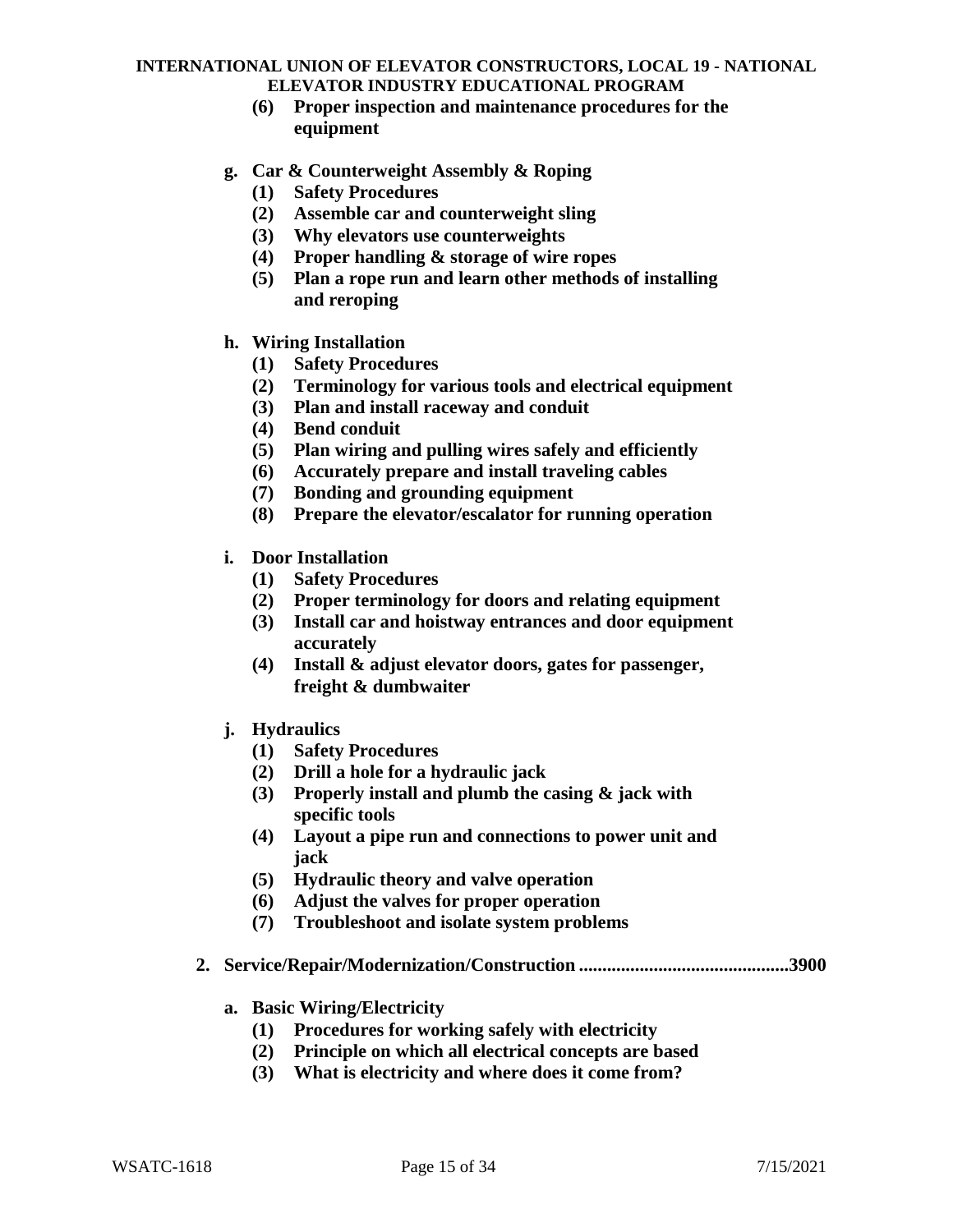**(6) Proper inspection and maintenance procedures for the equipment**

**g. Car & Counterweight Assembly & Roping**

- **(1) Safety Procedures**
- **(2) Assemble car and counterweight sling**
- **(3) Why elevators use counterweights**
- **(4) Proper handling & storage of wire ropes**
- **(5) Plan a rope run and learn other methods of installing and reroping**

**h. Wiring Installation**

- **(1) Safety Procedures**
- **(2) Terminology for various tools and electrical equipment**
- **(3) Plan and install raceway and conduit**
- **(4) Bend conduit**
- **(5) Plan wiring and pulling wires safely and efficiently**
- **(6) Accurately prepare and install traveling cables**
- **(7) Bonding and grounding equipment**
- **(8) Prepare the elevator/escalator for running operation**

**i. Door Installation**

- **(1) Safety Procedures**
- **(2) Proper terminology for doors and relating equipment**
- **(3) Install car and hoistway entrances and door equipment accurately**
- **(4) Install & adjust elevator doors, gates for passenger, freight & dumbwaiter**

**j. Hydraulics**

- **(1) Safety Procedures**
- **(2) Drill a hole for a hydraulic jack**
- **(3) Properly install and plumb the casing & jack with specific tools**
- **(4) Layout a pipe run and connections to power unit and jack**
- **(5) Hydraulic theory and valve operation**
- **(6) Adjust the valves for proper operation**
- **(7) Troubleshoot and isolate system problems**

**2. Service/Repair/Modernization/Construction ............................................3900**

**a. Basic Wiring/Electricity**

- **(1) Procedures for working safely with electricity**
- **(2) Principle on which all electrical concepts are based**
- **(3) What is electricity and where does it come from?**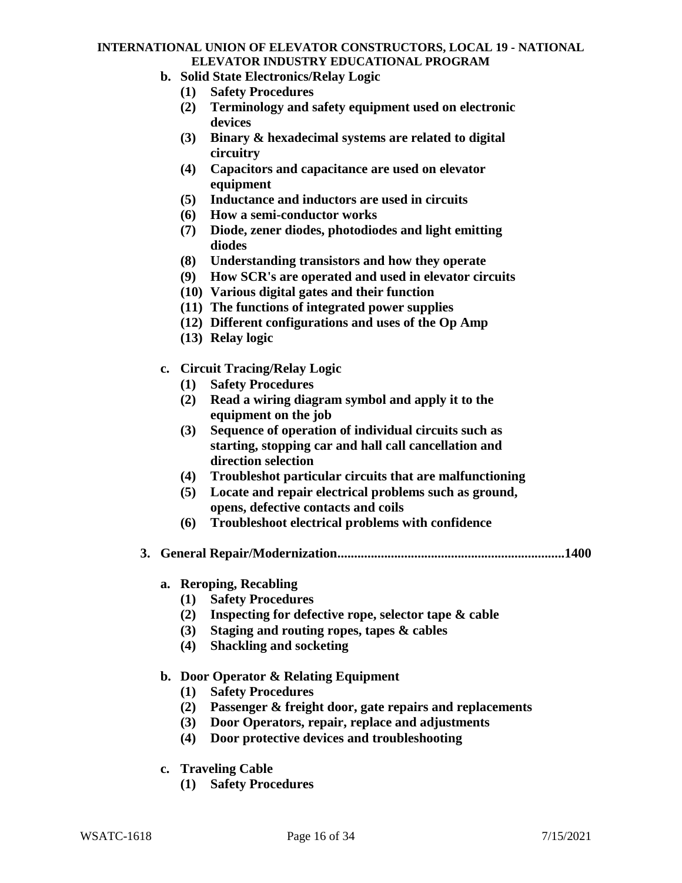- **b. Solid State Electronics/Relay Logic**
    - **(1) Safety Procedures**
    - **(2) Terminology and safety equipment used on electronic devices**
    - **(3) Binary & hexadecimal systems are related to digital circuitry**
    - **(4) Capacitors and capacitance are used on elevator equipment**
    - **(5) Inductance and inductors are used in circuits**
    - **(6) How a semi-conductor works**
    - **(7) Diode, zener diodes, photodiodes and light emitting diodes**
    - **(8) Understanding transistors and how they operate**
    - **(9) How SCR's are operated and used in elevator circuits**
    - **(10) Various digital gates and their function**
    - **(11) The functions of integrated power supplies**
    - **(12) Different configurations and uses of the Op Amp**
    - **(13) Relay logic**

- **c. Circuit Tracing/Relay Logic**
    - **(1) Safety Procedures**
    - **(2) Read a wiring diagram symbol and apply it to the equipment on the job**
    - **(3) Sequence of operation of individual circuits such as starting, stopping car and hall call cancellation and direction selection**
    - **(4) Troubleshot particular circuits that are malfunctioning**
    - **(5) Locate and repair electrical problems such as ground, opens, defective contacts and coils**
    - **(6) Troubleshoot electrical problems with confidence**

**3. General Repair/Modernization....................................................................1400**

- **a. Reroping, Recabling**
    - **(1) Safety Procedures**
    - **(2) Inspecting for defective rope, selector tape & cable**
    - **(3) Staging and routing ropes, tapes & cables**
    - **(4) Shackling and socketing**

- **b. Door Operator & Relating Equipment**
    - **(1) Safety Procedures**
    - **(2) Passenger & freight door, gate repairs and replacements**
    - **(3) Door Operators, repair, replace and adjustments**
    - **(4) Door protective devices and troubleshooting**

- **c. Traveling Cable**
    - **(1) Safety Procedures**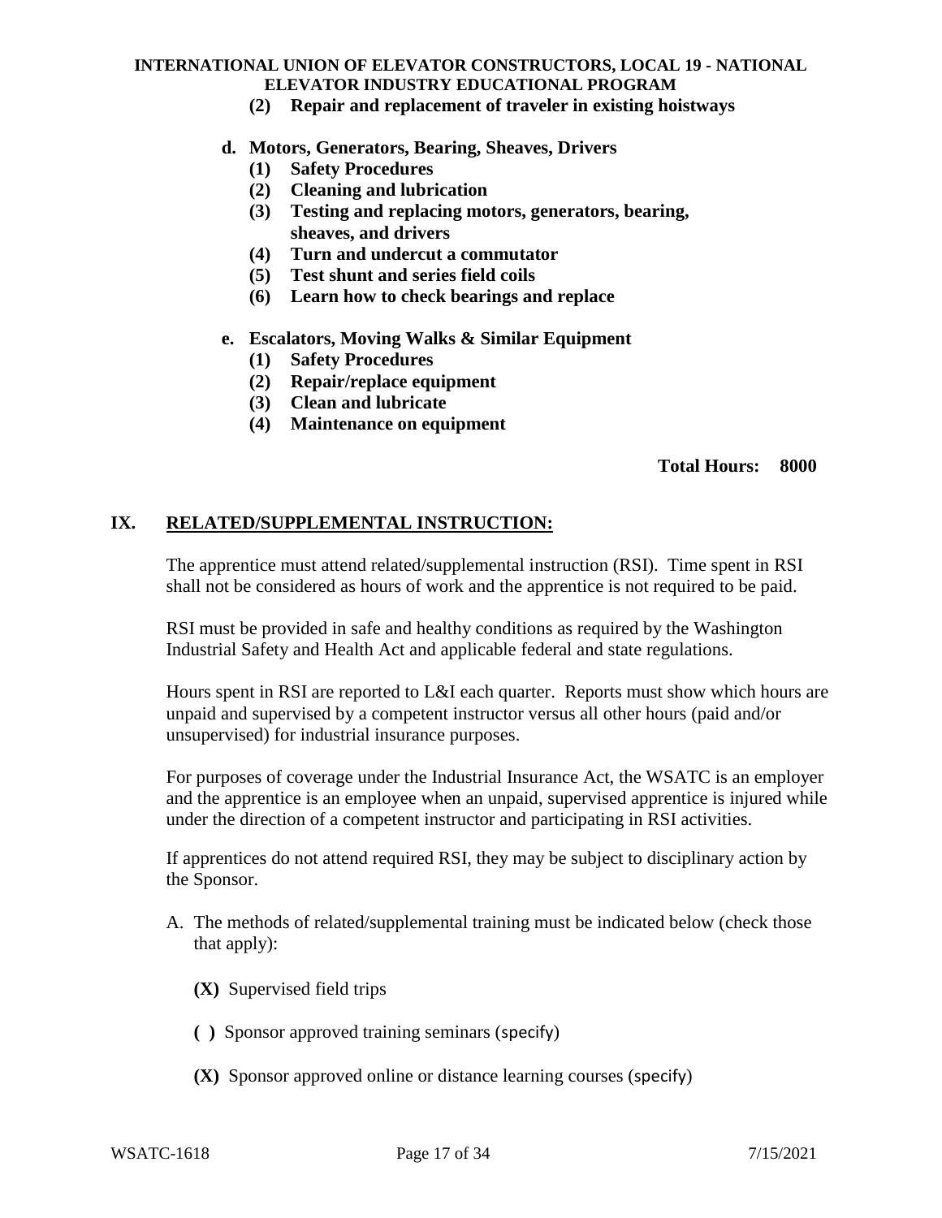**(2) Repair and replacement of traveler in existing hoistways**

**d. Motors, Generators, Bearing, Sheaves, Drivers**

- **(1) Safety Procedures**
- **(2) Cleaning and lubrication**
- **(3) Testing and replacing motors, generators, bearing, sheaves, and drivers**
- **(4) Turn and undercut a commutator**
- **(5) Test shunt and series field coils**
- **(6) Learn how to check bearings and replace**

**e. Escalators, Moving Walks & Similar Equipment**

- **(1) Safety Procedures**
- **(2) Repair/replace equipment**
- **(3) Clean and lubricate**
- **(4) Maintenance on equipment**

**Total Hours: 8000**

## IX. RELATED/SUPPLEMENTAL INSTRUCTION:

The apprentice must attend related/supplemental instruction (RSI). Time spent in RSI shall not be considered as hours of work and the apprentice is not required to be paid.

RSI must be provided in safe and healthy conditions as required by the Washington Industrial Safety and Health Act and applicable federal and state regulations.

Hours spent in RSI are reported to L&I each quarter. Reports must show which hours are unpaid and supervised by a competent instructor versus all other hours (paid and/or unsupervised) for industrial insurance purposes.

For purposes of coverage under the Industrial Insurance Act, the WSATC is an employer and the apprentice is an employee when an unpaid, supervised apprentice is injured while under the direction of a competent instructor and participating in RSI activities.

If apprentices do not attend required RSI, they may be subject to disciplinary action by the Sponsor.

A. The methods of related/supplemental training must be indicated below (check those that apply):

   **(X)** Supervised field trips

   **( )** Sponsor approved training seminars (specify)

   **(X)** Sponsor approved online or distance learning courses (specify)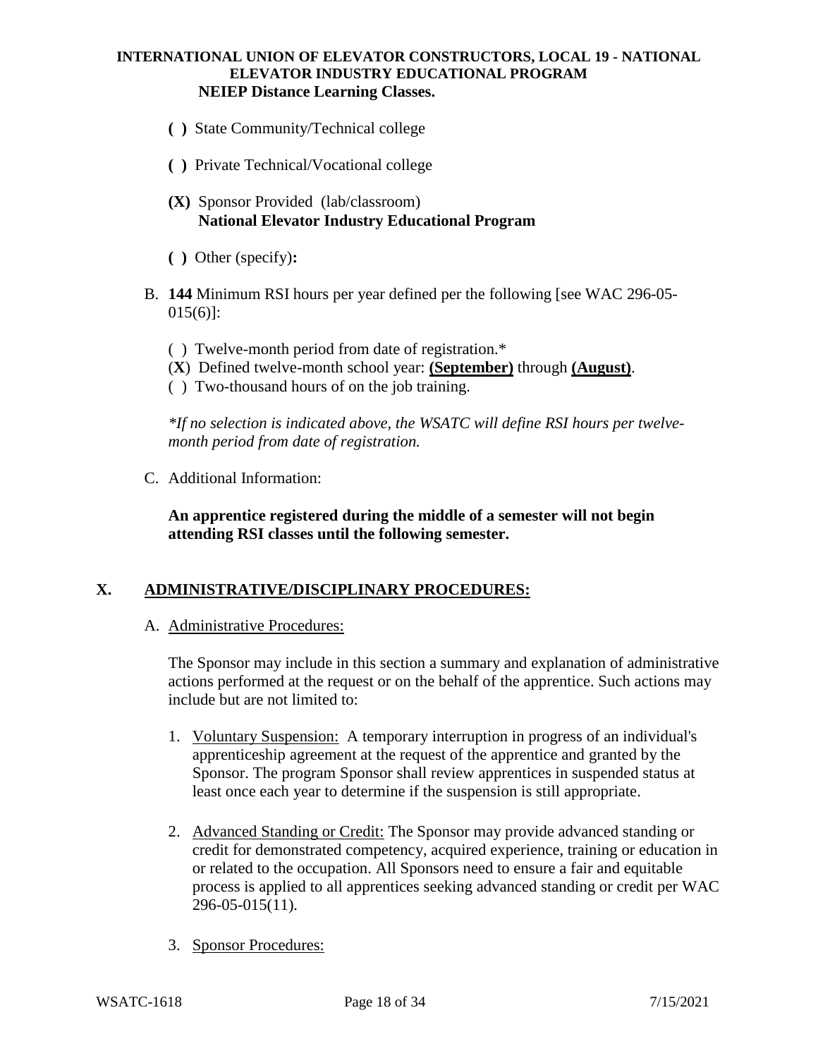**INTERNATIONAL UNION OF ELEVATOR CONSTRUCTORS, LOCAL 19 - NATIONAL ELEVATOR INDUSTRY EDUCATIONAL PROGRAM**
**NEIEP Distance Learning Classes.**

- **( )** State Community/Technical college
- **( )** Private Technical/Vocational college
- **(X)** Sponsor Provided (lab/classroom)
  **National Elevator Industry Educational Program**
- **( )** Other (specify)**:**

B. **144** Minimum RSI hours per year defined per the following [see WAC 296-05-015(6)]:

- ( ) Twelve-month period from date of registration.*
- (**X**) Defined twelve-month school year: **(September)** through **(August)**.
- ( ) Two-thousand hours of on the job training.

*\*If no selection is indicated above, the WSATC will define RSI hours per twelve-month period from date of registration.*

C. Additional Information:

**An apprentice registered during the middle of a semester will not begin attending RSI classes until the following semester.**

## X. ADMINISTRATIVE/DISCIPLINARY PROCEDURES:

A. Administrative Procedures:

The Sponsor may include in this section a summary and explanation of administrative actions performed at the request or on the behalf of the apprentice. Such actions may include but are not limited to:

1. Voluntary Suspension: A temporary interruption in progress of an individual's apprenticeship agreement at the request of the apprentice and granted by the Sponsor. The program Sponsor shall review apprentices in suspended status at least once each year to determine if the suspension is still appropriate.

2. Advanced Standing or Credit: The Sponsor may provide advanced standing or credit for demonstrated competency, acquired experience, training or education in or related to the occupation. All Sponsors need to ensure a fair and equitable process is applied to all apprentices seeking advanced standing or credit per WAC 296-05-015(11).

3. Sponsor Procedures: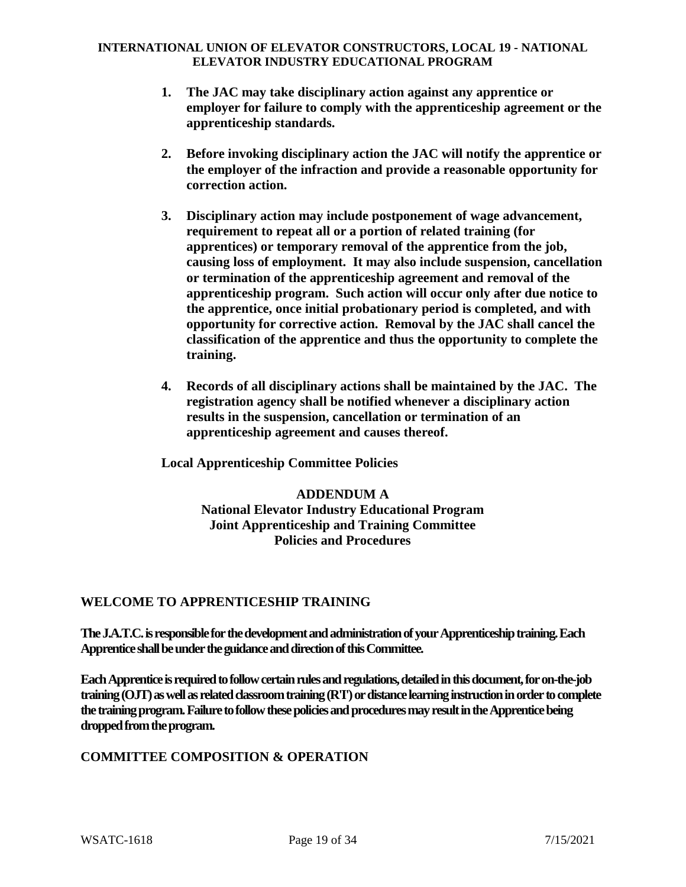1. **The JAC may take disciplinary action against any apprentice or employer for failure to comply with the apprenticeship agreement or the apprenticeship standards.**

2. **Before invoking disciplinary action the JAC will notify the apprentice or the employer of the infraction and provide a reasonable opportunity for correction action.**

3. **Disciplinary action may include postponement of wage advancement, requirement to repeat all or a portion of related training (for apprentices) or temporary removal of the apprentice from the job, causing loss of employment. It may also include suspension, cancellation or termination of the apprenticeship agreement and removal of the apprenticeship program. Such action will occur only after due notice to the apprentice, once initial probationary period is completed, and with opportunity for corrective action. Removal by the JAC shall cancel the classification of the apprentice and thus the opportunity to complete the training.**

4. **Records of all disciplinary actions shall be maintained by the JAC. The registration agency shall be notified whenever a disciplinary action results in the suspension, cancellation or termination of an apprenticeship agreement and causes thereof.**

**Local Apprenticeship Committee Policies**

**ADDENDUM A**
**National Elevator Industry Educational Program**
**Joint Apprenticeship and Training Committee**
**Policies and Procedures**

## WELCOME TO APPRENTICESHIP TRAINING

**The J.A.T.C. is responsible for the development and administration of your Apprenticeship training. Each Apprentice shall be under the guidance and direction of this Committee.**

**Each Apprentice is required to follow certain rules and regulations, detailed in this document, for on-the-job training (OJT) as well as related classroom training (RT) or distance learning instruction in order to complete the training program. Failure to follow these policies and procedures may result in the Apprentice being dropped from the program.**

## COMMITTEE COMPOSITION & OPERATION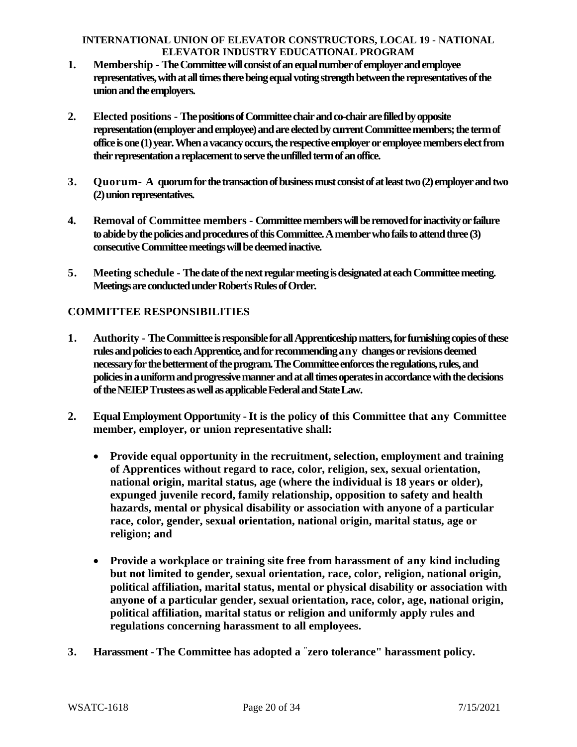**INTERNATIONAL UNION OF ELEVATOR CONSTRUCTORS, LOCAL 19 - NATIONAL ELEVATOR INDUSTRY EDUCATIONAL PROGRAM**

1. **Membership - The Committee will consist of an equal number of employer and employee representatives, with at all times there being equal voting strength between the representatives of the union and the employers.**

2. **Elected positions - The positions of Committee chair and co-chair are filled by opposite representation (employer and employee) and are elected by current Committee members; the term of office is one (1) year. When a vacancy occurs, the respective employer or employee members elect from their representation a replacement to serve the unfilled term of an office.**

3. **Quorum- A quorum for the transaction of business must consist of at least two (2) employer and two (2) union representatives.**

4. **Removal of Committee members - Committee members will be removed for inactivity or failure to abide by the policies and procedures of this Committee. A member who fails to attend three (3) consecutive Committee meetings will be deemed inactive.**

5. **Meeting schedule - The date of the next regular meeting is designated at each Committee meeting. Meetings are conducted under Robert's Rules of Order.**

## COMMITTEE RESPONSIBILITIES

1. **Authority - The Committee is responsible for all Apprenticeship matters, for furnishing copies of these rules and policies to each Apprentice, and for recommending any changes or revisions deemed necessary for the betterment of the program. The Committee enforces the regulations, rules, and policies in a uniform and progressive manner and at all times operates in accordance with the decisions of the NEIEP Trustees as well as applicable Federal and State Law.**

2. **Equal Employment Opportunity - It is the policy of this Committee that any Committee member, employer, or union representative shall:**

   - **Provide equal opportunity in the recruitment, selection, employment and training of Apprentices without regard to race, color, religion, sex, sexual orientation, national origin, marital status, age (where the individual is 18 years or older), expunged juvenile record, family relationship, opposition to safety and health hazards, mental or physical disability or association with anyone of a particular race, color, gender, sexual orientation, national origin, marital status, age or religion; and**

   - **Provide a workplace or training site free from harassment of any kind including but not limited to gender, sexual orientation, race, color, religion, national origin, political affiliation, marital status, mental or physical disability or association with anyone of a particular gender, sexual orientation, race, color, age, national origin, political affiliation, marital status or religion and uniformly apply rules and regulations concerning harassment to all employees.**

3. **Harassment - The Committee has adopted a "zero tolerance" harassment policy.**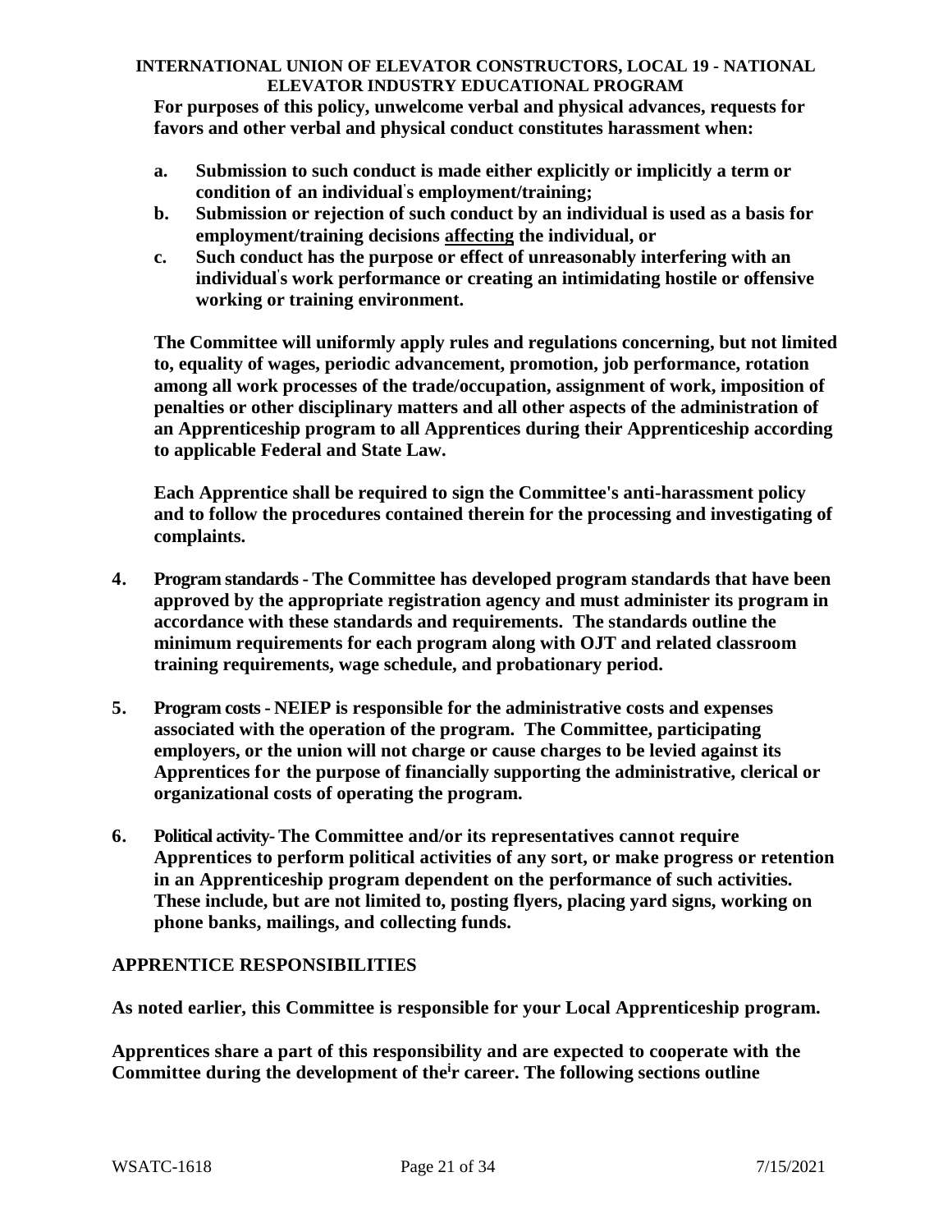**For purposes of this policy, unwelcome verbal and physical advances, requests for favors and other verbal and physical conduct constitutes harassment when:**

- **a.** **Submission to such conduct is made either explicitly or implicitly a term or condition of an individual's employment/training;**
- **b.** **Submission or rejection of such conduct by an individual is used as a basis for employment/training decisions <u>affecting</u> the individual, or**
- **c.** **Such conduct has the purpose or effect of unreasonably interfering with an individual's work performance or creating an intimidating hostile or offensive working or training environment.**

**The Committee will uniformly apply rules and regulations concerning, but not limited to, equality of wages, periodic advancement, promotion, job performance, rotation among all work processes of the trade/occupation, assignment of work, imposition of penalties or other disciplinary matters and all other aspects of the administration of an Apprenticeship program to all Apprentices during their Apprenticeship according to applicable Federal and State Law.**

**Each Apprentice shall be required to sign the Committee's anti-harassment policy and to follow the procedures contained therein for the processing and investigating of complaints.**

4. **Program standards - The Committee has developed program standards that have been approved by the appropriate registration agency and must administer its program in accordance with these standards and requirements. The standards outline the minimum requirements for each program along with OJT and related classroom training requirements, wage schedule, and probationary period.**

5. **Program costs - NEIEP is responsible for the administrative costs and expenses associated with the operation of the program. The Committee, participating employers, or the union will not charge or cause charges to be levied against its Apprentices for the purpose of financially supporting the administrative, clerical or organizational costs of operating the program.**

6. **Political activity- The Committee and/or its representatives cannot require Apprentices to perform political activities of any sort, or make progress or retention in an Apprenticeship program dependent on the performance of such activities. These include, but are not limited to, posting flyers, placing yard signs, working on phone banks, mailings, and collecting funds.**

## APPRENTICE RESPONSIBILITIES

**As noted earlier, this Committee is responsible for your Local Apprenticeship program.**

**Apprentices share a part of this responsibility and are expected to cooperate with the Committee during the development of their career. The following sections outline**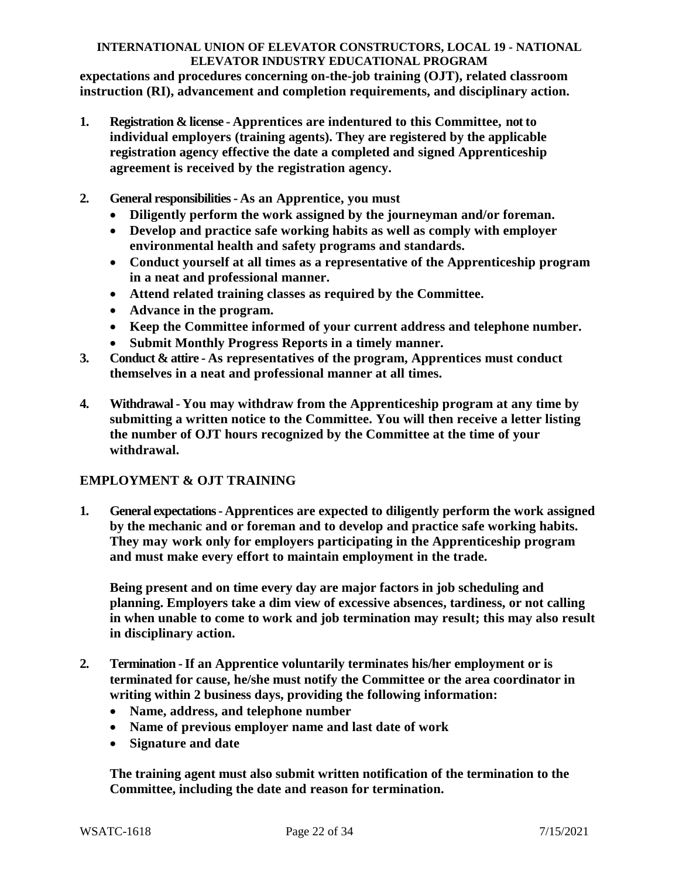**expectations and procedures concerning on-the-job training (OJT), related classroom instruction (RI), advancement and completion requirements, and disciplinary action.**

1. **Registration & license - Apprentices are indentured to this Committee, not to individual employers (training agents). They are registered by the applicable registration agency effective the date a completed and signed Apprenticeship agreement is received by the registration agency.**

2. **General responsibilities - As an Apprentice, you must**
   - **Diligently perform the work assigned by the journeyman and/or foreman.**
   - **Develop and practice safe working habits as well as comply with employer environmental health and safety programs and standards.**
   - **Conduct yourself at all times as a representative of the Apprenticeship program in a neat and professional manner.**
   - **Attend related training classes as required by the Committee.**
   - **Advance in the program.**
   - **Keep the Committee informed of your current address and telephone number.**
   - **Submit Monthly Progress Reports in a timely manner.**

3. **Conduct & attire - As representatives of the program, Apprentices must conduct themselves in a neat and professional manner at all times.**

4. **Withdrawal - You may withdraw from the Apprenticeship program at any time by submitting a written notice to the Committee. You will then receive a letter listing the number of OJT hours recognized by the Committee at the time of your withdrawal.**

## EMPLOYMENT & OJT TRAINING

1. **General expectations - Apprentices are expected to diligently perform the work assigned by the mechanic and or foreman and to develop and practice safe working habits. They may work only for employers participating in the Apprenticeship program and must make every effort to maintain employment in the trade.**

   **Being present and on time every day are major factors in job scheduling and planning. Employers take a dim view of excessive absences, tardiness, or not calling in when unable to come to work and job termination may result; this may also result in disciplinary action.**

2. **Termination - If an Apprentice voluntarily terminates his/her employment or is terminated for cause, he/she must notify the Committee or the area coordinator in writing within 2 business days, providing the following information:**
   - **Name, address, and telephone number**
   - **Name of previous employer name and last date of work**
   - **Signature and date**

   **The training agent must also submit written notification of the termination to the Committee, including the date and reason for termination.**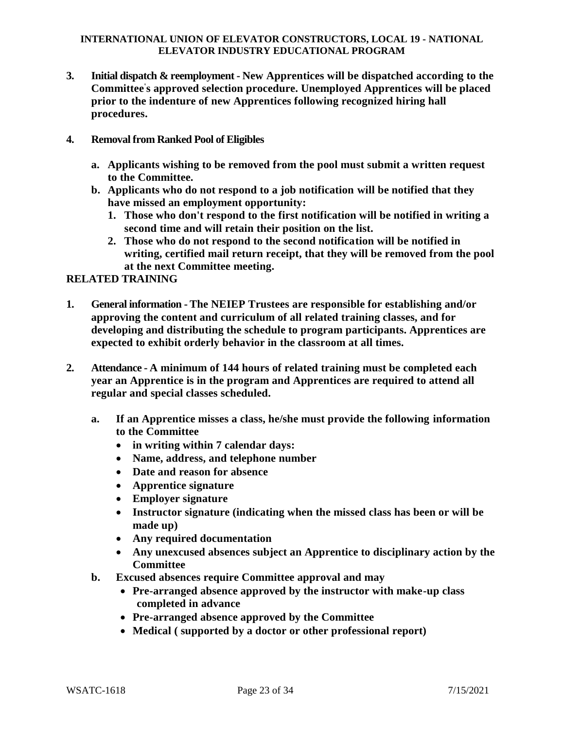**3. Initial dispatch & reemployment - New Apprentices will be dispatched according to the Committee's approved selection procedure. Unemployed Apprentices will be placed prior to the indenture of new Apprentices following recognized hiring hall procedures.**

**4. Removal from Ranked Pool of Eligibles**

- **a. Applicants wishing to be removed from the pool must submit a written request to the Committee.**
- **b. Applicants who do not respond to a job notification will be notified that they have missed an employment opportunity:**
  1. **Those who don't respond to the first notification will be notified in writing a second time and will retain their position on the list.**
  2. **Those who do not respond to the second notification will be notified in writing, certified mail return receipt, that they will be removed from the pool at the next Committee meeting.**

## RELATED TRAINING

**1. General information - The NEIEP Trustees are responsible for establishing and/or approving the content and curriculum of all related training classes, and for developing and distributing the schedule to program participants. Apprentices are expected to exhibit orderly behavior in the classroom at all times.**

**2. Attendance - A minimum of 144 hours of related training must be completed each year an Apprentice is in the program and Apprentices are required to attend all regular and special classes scheduled.**

- **a. If an Apprentice misses a class, he/she must provide the following information to the Committee**
  - **in writing within 7 calendar days:**
  - **Name, address, and telephone number**
  - **Date and reason for absence**
  - **Apprentice signature**
  - **Employer signature**
  - **Instructor signature (indicating when the missed class has been or will be made up)**
  - **Any required documentation**
  - **Any unexcused absences subject an Apprentice to disciplinary action by the Committee**
- **b. Excused absences require Committee approval and may**
  - **Pre-arranged absence approved by the instructor with make-up class completed in advance**
  - **Pre-arranged absence approved by the Committee**
  - **Medical ( supported by a doctor or other professional report)**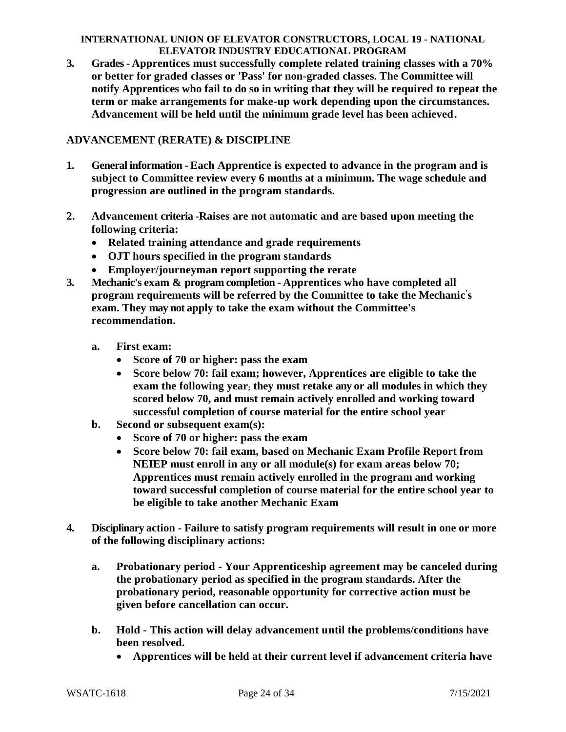**3. Grades - Apprentices must successfully complete related training classes with a 70% or better for graded classes or 'Pass' for non-graded classes. The Committee will notify Apprentices who fail to do so in writing that they will be required to repeat the term or make arrangements for make-up work depending upon the circumstances. Advancement will be held until the minimum grade level has been achieved.**

## ADVANCEMENT (RERATE) & DISCIPLINE

**1. General information - Each Apprentice is expected to advance in the program and is subject to Committee review every 6 months at a minimum. The wage schedule and progression are outlined in the program standards.**

**2. Advancement criteria -Raises are not automatic and are based upon meeting the following criteria:**

- **Related training attendance and grade requirements**
- **OJT hours specified in the program standards**
- **Employer/journeyman report supporting the rerate**

**3. Mechanic's exam & program completion - Apprentices who have completed all program requirements will be referred by the Committee to take the Mechanic's exam. They may not apply to take the exam without the Committee's recommendation.**

   **a. First exam:**
   - **Score of 70 or higher: pass the exam**
   - **Score below 70: fail exam; however, Apprentices are eligible to take the exam the following year; they must retake any or all modules in which they scored below 70, and must remain actively enrolled and working toward successful completion of course material for the entire school year**

   **b. Second or subsequent exam(s):**
   - **Score of 70 or higher: pass the exam**
   - **Score below 70: fail exam, based on Mechanic Exam Profile Report from NEIEP must enroll in any or all module(s) for exam areas below 70; Apprentices must remain actively enrolled in the program and working toward successful completion of course material for the entire school year to be eligible to take another Mechanic Exam**

**4. Disciplinary action - Failure to satisfy program requirements will result in one or more of the following disciplinary actions:**

   **a. Probationary period - Your Apprenticeship agreement may be canceled during the probationary period as specified in the program standards. After the probationary period, reasonable opportunity for corrective action must be given before cancellation can occur.**

   **b. Hold - This action will delay advancement until the problems/conditions have been resolved.**
   - **Apprentices will be held at their current level if advancement criteria have**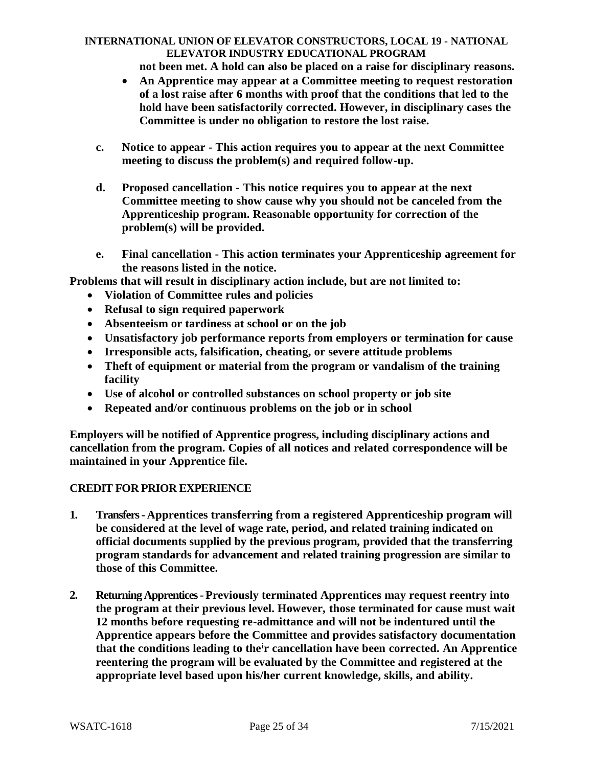not been met. A hold can also be placed on a raise for disciplinary reasons.

- **An Apprentice may appear at a Committee meeting to request restoration of a lost raise after 6 months with proof that the conditions that led to the hold have been satisfactorily corrected. However, in disciplinary cases the Committee is under no obligation to restore the lost raise.**

**c. Notice to appear - This action requires you to appear at the next Committee meeting to discuss the problem(s) and required follow-up.**

**d. Proposed cancellation - This notice requires you to appear at the next Committee meeting to show cause why you should not be canceled from the Apprenticeship program. Reasonable opportunity for correction of the problem(s) will be provided.**

**e. Final cancellation - This action terminates your Apprenticeship agreement for the reasons listed in the notice.**

**Problems that will result in disciplinary action include, but are not limited to:**

- **Violation of Committee rules and policies**
- **Refusal to sign required paperwork**
- **Absenteeism or tardiness at school or on the job**
- **Unsatisfactory job performance reports from employers or termination for cause**
- **Irresponsible acts, falsification, cheating, or severe attitude problems**
- **Theft of equipment or material from the program or vandalism of the training facility**
- **Use of alcohol or controlled substances on school property or job site**
- **Repeated and/or continuous problems on the job or in school**

**Employers will be notified of Apprentice progress, including disciplinary actions and cancellation from the program. Copies of all notices and related correspondence will be maintained in your Apprentice file.**

## CREDIT FOR PRIOR EXPERIENCE

1. **Transfers - Apprentices transferring from a registered Apprenticeship program will be considered at the level of wage rate, period, and related training indicated on official documents supplied by the previous program, provided that the transferring program standards for advancement and related training progression are similar to those of this Committee.**

2. **Returning Apprentices - Previously terminated Apprentices may request reentry into the program at their previous level. However, those terminated for cause must wait 12 months before requesting re-admittance and will not be indentured until the Apprentice appears before the Committee and provides satisfactory documentation that the conditions leading to their cancellation have been corrected. An Apprentice reentering the program will be evaluated by the Committee and registered at the appropriate level based upon his/her current knowledge, skills, and ability.**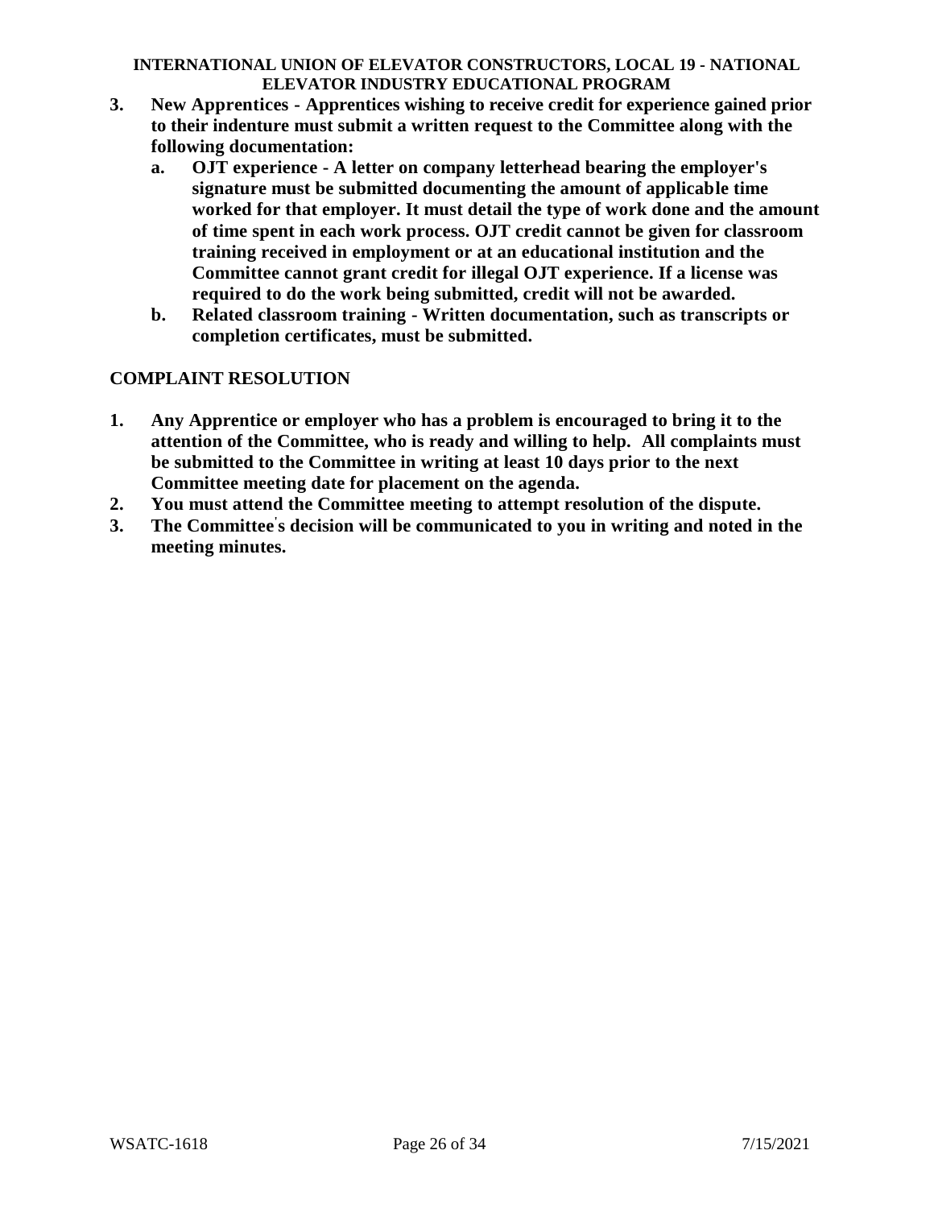3. **New Apprentices - Apprentices wishing to receive credit for experience gained prior to their indenture must submit a written request to the Committee along with the following documentation:**
   a. **OJT experience - A letter on company letterhead bearing the employer's signature must be submitted documenting the amount of applicable time worked for that employer. It must detail the type of work done and the amount of time spent in each work process. OJT credit cannot be given for classroom training received in employment or at an educational institution and the Committee cannot grant credit for illegal OJT experience. If a license was required to do the work being submitted, credit will not be awarded.**
   b. **Related classroom training - Written documentation, such as transcripts or completion certificates, must be submitted.**

## COMPLAINT RESOLUTION

1. **Any Apprentice or employer who has a problem is encouraged to bring it to the attention of the Committee, who is ready and willing to help. All complaints must be submitted to the Committee in writing at least 10 days prior to the next Committee meeting date for placement on the agenda.**
2. **You must attend the Committee meeting to attempt resolution of the dispute.**
3. **The Committee's decision will be communicated to you in writing and noted in the meeting minutes.**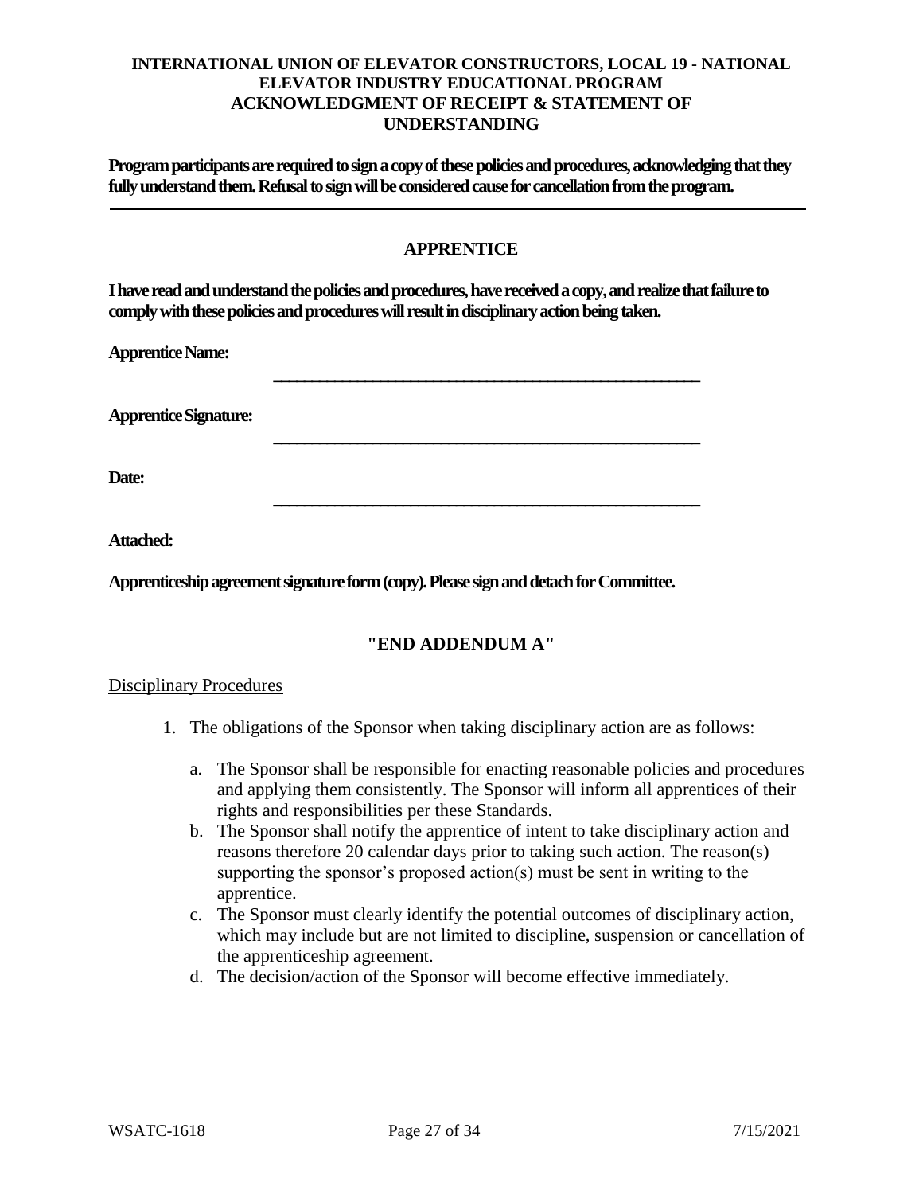# INTERNATIONAL UNION OF ELEVATOR CONSTRUCTORS, LOCAL 19 - NATIONAL ELEVATOR INDUSTRY EDUCATIONAL PROGRAM ACKNOWLEDGMENT OF RECEIPT & STATEMENT OF UNDERSTANDING

**Program participants are required to sign a copy of these policies and procedures, acknowledging that they fully understand them. Refusal to sign will be considered cause for cancellation from the program.**

---

## APPRENTICE

**I have read and understand the policies and procedures, have received a copy, and realize that failure to comply with these policies and procedures will result in disciplinary action being taken.**

**Apprentice Name:** _______________________________________________

**Apprentice Signature:** _______________________________________________

**Date:** _______________________________________________

**Attached:**

**Apprenticeship agreement signature form (copy). Please sign and detach for Committee.**

**"END ADDENDUM A"**

<u>Disciplinary Procedures</u>

1. The obligations of the Sponsor when taking disciplinary action are as follows:
   a. The Sponsor shall be responsible for enacting reasonable policies and procedures and applying them consistently. The Sponsor will inform all apprentices of their rights and responsibilities per these Standards.
   b. The Sponsor shall notify the apprentice of intent to take disciplinary action and reasons therefore 20 calendar days prior to taking such action. The reason(s) supporting the sponsor's proposed action(s) must be sent in writing to the apprentice.
   c. The Sponsor must clearly identify the potential outcomes of disciplinary action, which may include but are not limited to discipline, suspension or cancellation of the apprenticeship agreement.
   d. The decision/action of the Sponsor will become effective immediately.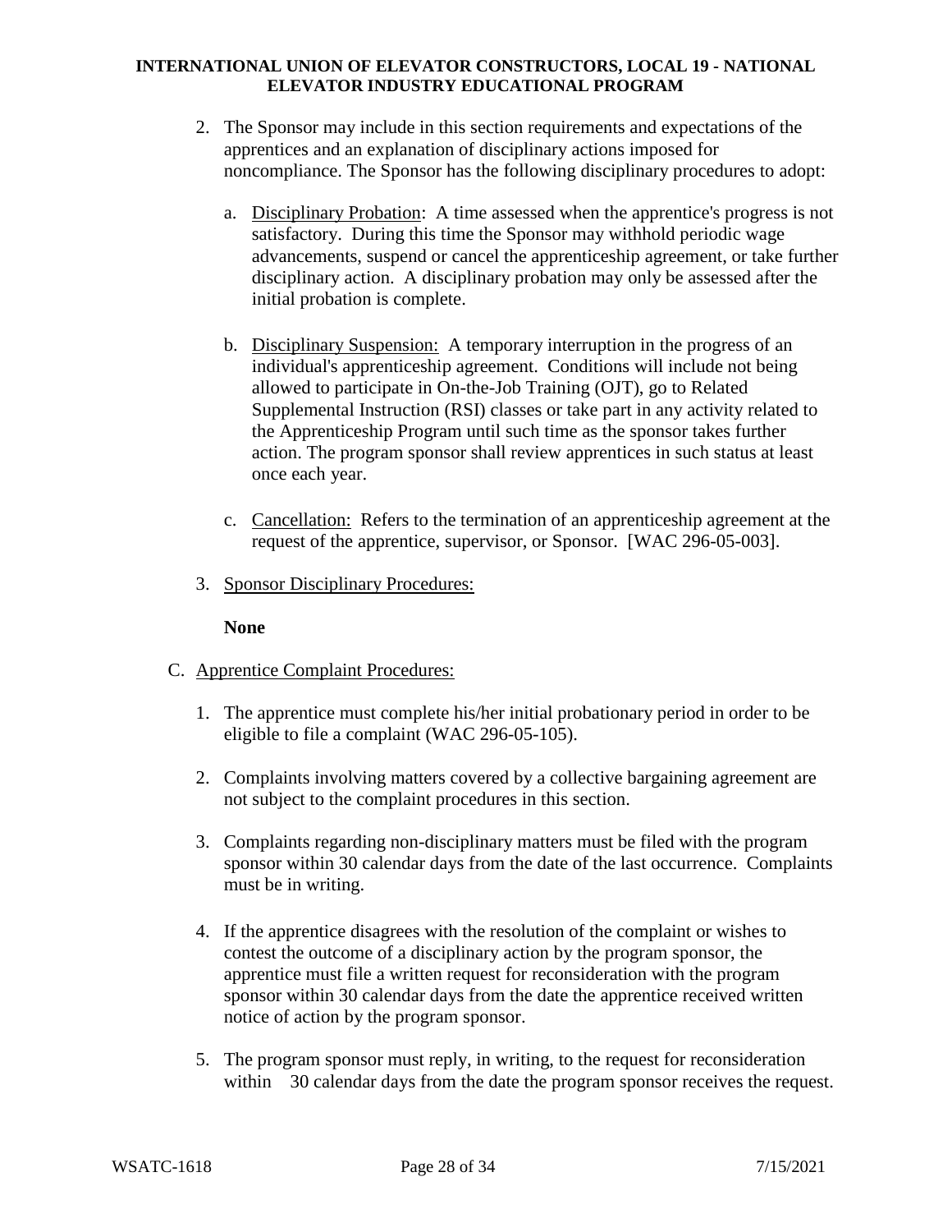2. The Sponsor may include in this section requirements and expectations of the apprentices and an explanation of disciplinary actions imposed for noncompliance. The Sponsor has the following disciplinary procedures to adopt:

   a. Disciplinary Probation: A time assessed when the apprentice's progress is not satisfactory. During this time the Sponsor may withhold periodic wage advancements, suspend or cancel the apprenticeship agreement, or take further disciplinary action. A disciplinary probation may only be assessed after the initial probation is complete.

   b. Disciplinary Suspension: A temporary interruption in the progress of an individual's apprenticeship agreement. Conditions will include not being allowed to participate in On-the-Job Training (OJT), go to Related Supplemental Instruction (RSI) classes or take part in any activity related to the Apprenticeship Program until such time as the sponsor takes further action. The program sponsor shall review apprentices in such status at least once each year.

   c. Cancellation: Refers to the termination of an apprenticeship agreement at the request of the apprentice, supervisor, or Sponsor. [WAC 296-05-003].

3. Sponsor Disciplinary Procedures:

   **None**

C. Apprentice Complaint Procedures:

1. The apprentice must complete his/her initial probationary period in order to be eligible to file a complaint (WAC 296-05-105).

2. Complaints involving matters covered by a collective bargaining agreement are not subject to the complaint procedures in this section.

3. Complaints regarding non-disciplinary matters must be filed with the program sponsor within 30 calendar days from the date of the last occurrence. Complaints must be in writing.

4. If the apprentice disagrees with the resolution of the complaint or wishes to contest the outcome of a disciplinary action by the program sponsor, the apprentice must file a written request for reconsideration with the program sponsor within 30 calendar days from the date the apprentice received written notice of action by the program sponsor.

5. The program sponsor must reply, in writing, to the request for reconsideration within 30 calendar days from the date the program sponsor receives the request.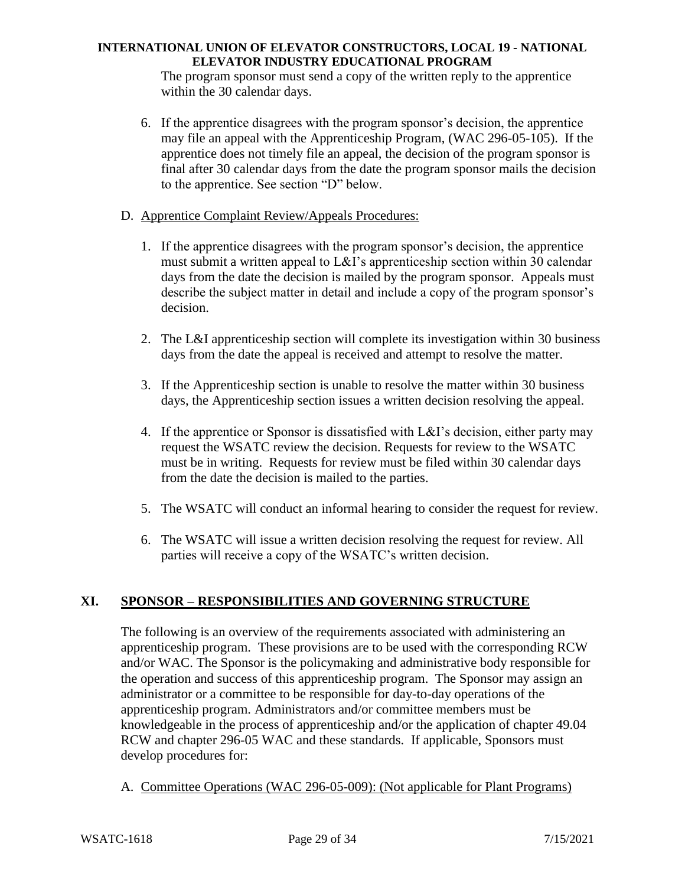The program sponsor must send a copy of the written reply to the apprentice within the 30 calendar days.

6. If the apprentice disagrees with the program sponsor's decision, the apprentice may file an appeal with the Apprenticeship Program, (WAC 296-05-105). If the apprentice does not timely file an appeal, the decision of the program sponsor is final after 30 calendar days from the date the program sponsor mails the decision to the apprentice. See section "D" below.

D. Apprentice Complaint Review/Appeals Procedures:

1. If the apprentice disagrees with the program sponsor's decision, the apprentice must submit a written appeal to L&I's apprenticeship section within 30 calendar days from the date the decision is mailed by the program sponsor. Appeals must describe the subject matter in detail and include a copy of the program sponsor's decision.

2. The L&I apprenticeship section will complete its investigation within 30 business days from the date the appeal is received and attempt to resolve the matter.

3. If the Apprenticeship section is unable to resolve the matter within 30 business days, the Apprenticeship section issues a written decision resolving the appeal.

4. If the apprentice or Sponsor is dissatisfied with L&I's decision, either party may request the WSATC review the decision. Requests for review to the WSATC must be in writing. Requests for review must be filed within 30 calendar days from the date the decision is mailed to the parties.

5. The WSATC will conduct an informal hearing to consider the request for review.

6. The WSATC will issue a written decision resolving the request for review. All parties will receive a copy of the WSATC's written decision.

## XI. SPONSOR – RESPONSIBILITIES AND GOVERNING STRUCTURE

The following is an overview of the requirements associated with administering an apprenticeship program. These provisions are to be used with the corresponding RCW and/or WAC. The Sponsor is the policymaking and administrative body responsible for the operation and success of this apprenticeship program. The Sponsor may assign an administrator or a committee to be responsible for day-to-day operations of the apprenticeship program. Administrators and/or committee members must be knowledgeable in the process of apprenticeship and/or the application of chapter 49.04 RCW and chapter 296-05 WAC and these standards. If applicable, Sponsors must develop procedures for:

A. Committee Operations (WAC 296-05-009): (Not applicable for Plant Programs)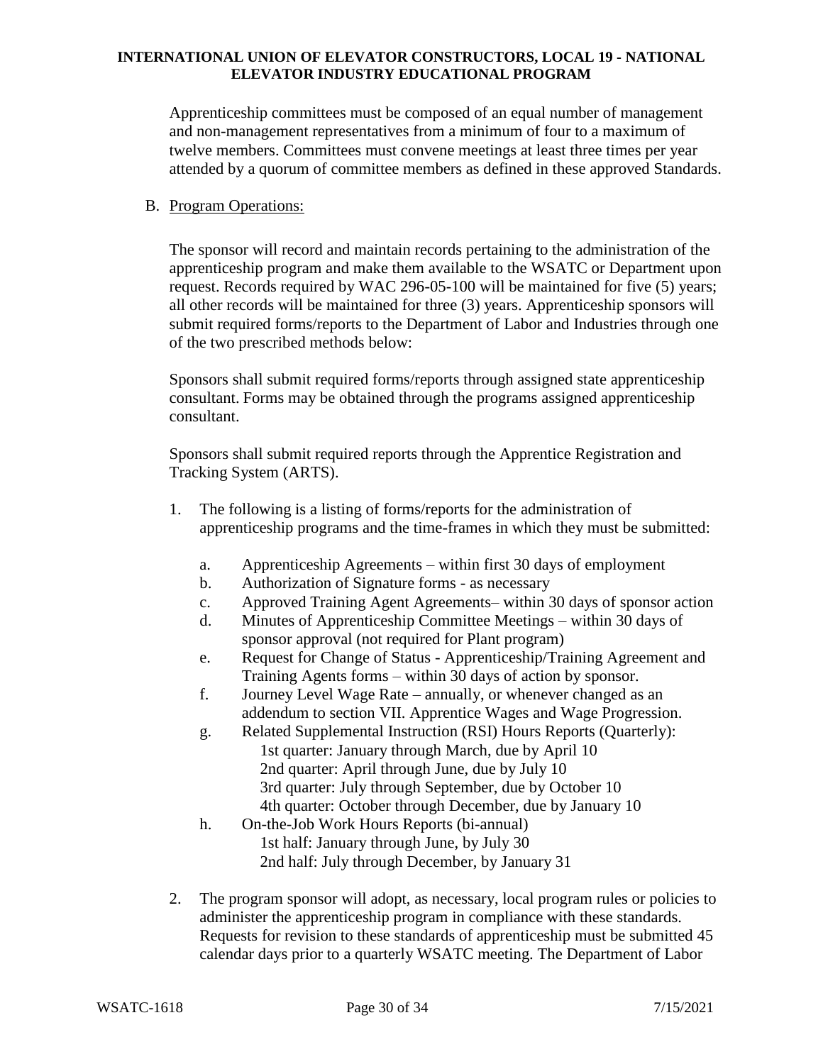Apprenticeship committees must be composed of an equal number of management and non-management representatives from a minimum of four to a maximum of twelve members. Committees must convene meetings at least three times per year attended by a quorum of committee members as defined in these approved Standards.

B. Program Operations:

The sponsor will record and maintain records pertaining to the administration of the apprenticeship program and make them available to the WSATC or Department upon request. Records required by WAC 296-05-100 will be maintained for five (5) years; all other records will be maintained for three (3) years. Apprenticeship sponsors will submit required forms/reports to the Department of Labor and Industries through one of the two prescribed methods below:

Sponsors shall submit required forms/reports through assigned state apprenticeship consultant. Forms may be obtained through the programs assigned apprenticeship consultant.

Sponsors shall submit required reports through the Apprentice Registration and Tracking System (ARTS).

1. The following is a listing of forms/reports for the administration of apprenticeship programs and the time-frames in which they must be submitted:

   a. Apprenticeship Agreements – within first 30 days of employment
   b. Authorization of Signature forms - as necessary
   c. Approved Training Agent Agreements– within 30 days of sponsor action
   d. Minutes of Apprenticeship Committee Meetings – within 30 days of sponsor approval (not required for Plant program)
   e. Request for Change of Status - Apprenticeship/Training Agreement and Training Agents forms – within 30 days of action by sponsor.
   f. Journey Level Wage Rate – annually, or whenever changed as an addendum to section VII. Apprentice Wages and Wage Progression.
   g. Related Supplemental Instruction (RSI) Hours Reports (Quarterly):
      1st quarter: January through March, due by April 10
      2nd quarter: April through June, due by July 10
      3rd quarter: July through September, due by October 10
      4th quarter: October through December, due by January 10
   h. On-the-Job Work Hours Reports (bi-annual)
      1st half: January through June, by July 30
      2nd half: July through December, by January 31

2. The program sponsor will adopt, as necessary, local program rules or policies to administer the apprenticeship program in compliance with these standards. Requests for revision to these standards of apprenticeship must be submitted 45 calendar days prior to a quarterly WSATC meeting. The Department of Labor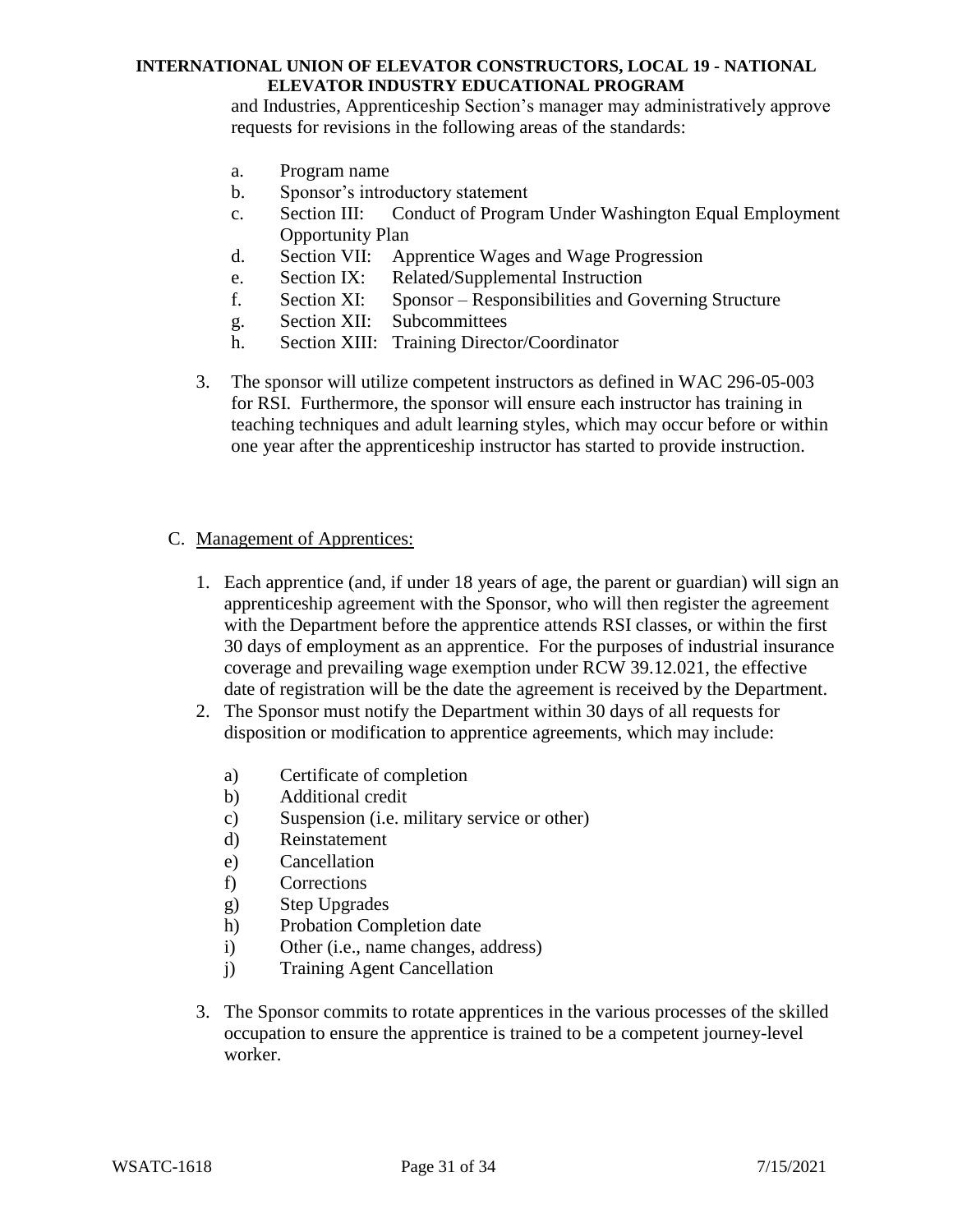and Industries, Apprenticeship Section's manager may administratively approve requests for revisions in the following areas of the standards:

   a. Program name
   b. Sponsor's introductory statement
   c. Section III: Conduct of Program Under Washington Equal Employment Opportunity Plan
   d. Section VII: Apprentice Wages and Wage Progression
   e. Section IX: Related/Supplemental Instruction
   f. Section XI: Sponsor – Responsibilities and Governing Structure
   g. Section XII: Subcommittees
   h. Section XIII: Training Director/Coordinator

3. The sponsor will utilize competent instructors as defined in WAC 296-05-003 for RSI. Furthermore, the sponsor will ensure each instructor has training in teaching techniques and adult learning styles, which may occur before or within one year after the apprenticeship instructor has started to provide instruction.

C. Management of Apprentices:

1. Each apprentice (and, if under 18 years of age, the parent or guardian) will sign an apprenticeship agreement with the Sponsor, who will then register the agreement with the Department before the apprentice attends RSI classes, or within the first 30 days of employment as an apprentice. For the purposes of industrial insurance coverage and prevailing wage exemption under RCW 39.12.021, the effective date of registration will be the date the agreement is received by the Department.
2. The Sponsor must notify the Department within 30 days of all requests for disposition or modification to apprentice agreements, which may include:

   a) Certificate of completion
   b) Additional credit
   c) Suspension (i.e. military service or other)
   d) Reinstatement
   e) Cancellation
   f) Corrections
   g) Step Upgrades
   h) Probation Completion date
   i) Other (i.e., name changes, address)
   j) Training Agent Cancellation

3. The Sponsor commits to rotate apprentices in the various processes of the skilled occupation to ensure the apprentice is trained to be a competent journey-level worker.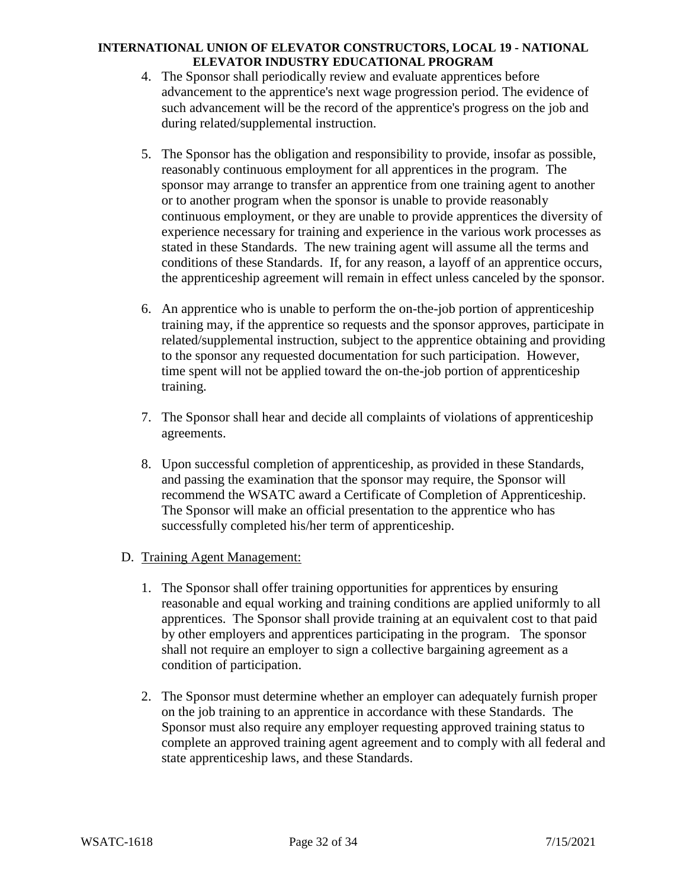4. The Sponsor shall periodically review and evaluate apprentices before advancement to the apprentice's next wage progression period. The evidence of such advancement will be the record of the apprentice's progress on the job and during related/supplemental instruction.

5. The Sponsor has the obligation and responsibility to provide, insofar as possible, reasonably continuous employment for all apprentices in the program. The sponsor may arrange to transfer an apprentice from one training agent to another or to another program when the sponsor is unable to provide reasonably continuous employment, or they are unable to provide apprentices the diversity of experience necessary for training and experience in the various work processes as stated in these Standards. The new training agent will assume all the terms and conditions of these Standards. If, for any reason, a layoff of an apprentice occurs, the apprenticeship agreement will remain in effect unless canceled by the sponsor.

6. An apprentice who is unable to perform the on-the-job portion of apprenticeship training may, if the apprentice so requests and the sponsor approves, participate in related/supplemental instruction, subject to the apprentice obtaining and providing to the sponsor any requested documentation for such participation. However, time spent will not be applied toward the on-the-job portion of apprenticeship training.

7. The Sponsor shall hear and decide all complaints of violations of apprenticeship agreements.

8. Upon successful completion of apprenticeship, as provided in these Standards, and passing the examination that the sponsor may require, the Sponsor will recommend the WSATC award a Certificate of Completion of Apprenticeship. The Sponsor will make an official presentation to the apprentice who has successfully completed his/her term of apprenticeship.

D. <u>Training Agent Management:</u>

1. The Sponsor shall offer training opportunities for apprentices by ensuring reasonable and equal working and training conditions are applied uniformly to all apprentices. The Sponsor shall provide training at an equivalent cost to that paid by other employers and apprentices participating in the program. The sponsor shall not require an employer to sign a collective bargaining agreement as a condition of participation.

2. The Sponsor must determine whether an employer can adequately furnish proper on the job training to an apprentice in accordance with these Standards. The Sponsor must also require any employer requesting approved training status to complete an approved training agent agreement and to comply with all federal and state apprenticeship laws, and these Standards.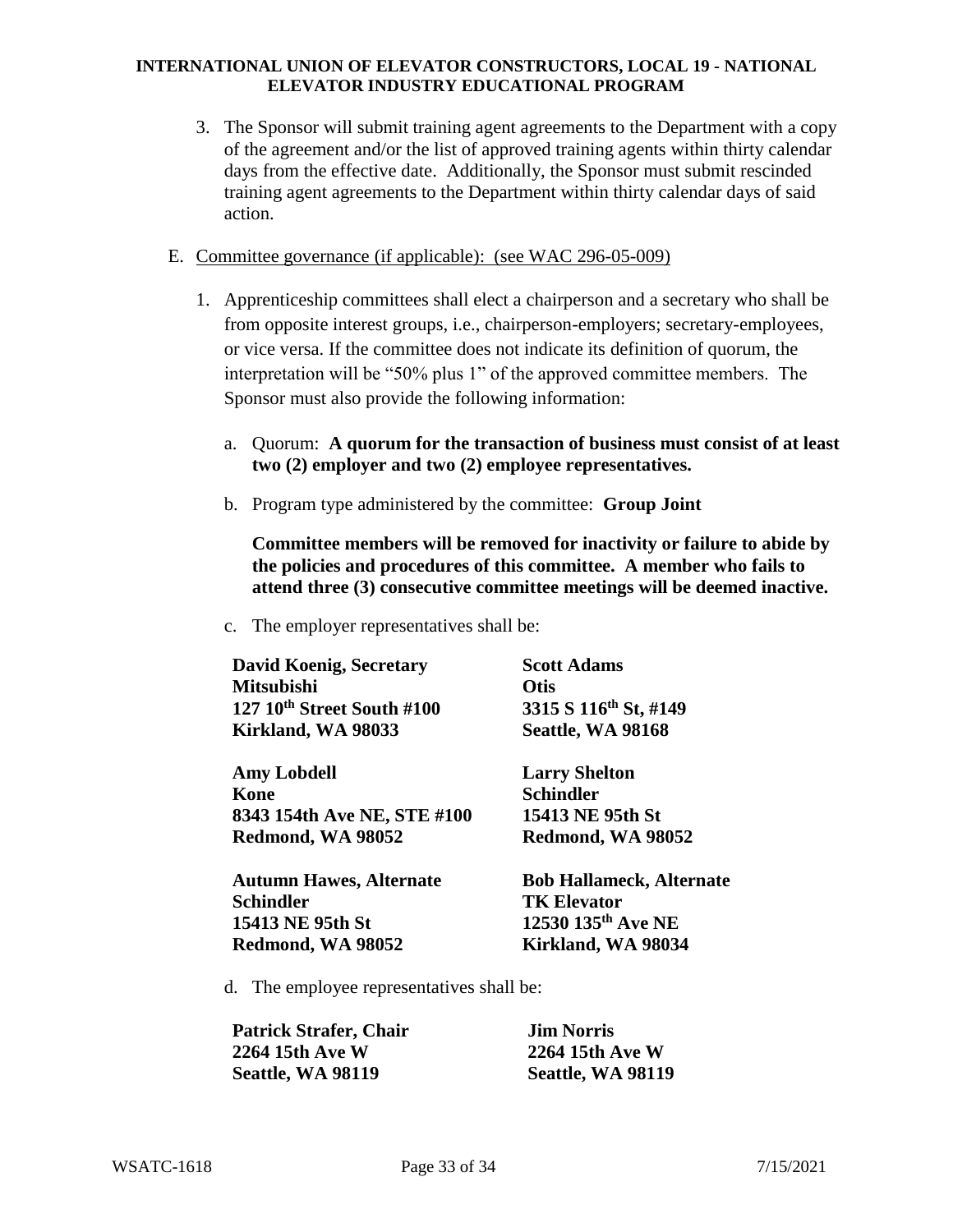3. The Sponsor will submit training agent agreements to the Department with a copy of the agreement and/or the list of approved training agents within thirty calendar days from the effective date. Additionally, the Sponsor must submit rescinded training agent agreements to the Department within thirty calendar days of said action.

E. Committee governance (if applicable): (see WAC 296-05-009)

1. Apprenticeship committees shall elect a chairperson and a secretary who shall be from opposite interest groups, i.e., chairperson-employers; secretary-employees, or vice versa. If the committee does not indicate its definition of quorum, the interpretation will be "50% plus 1" of the approved committee members. The Sponsor must also provide the following information:

   a. Quorum: **A quorum for the transaction of business must consist of at least two (2) employer and two (2) employee representatives.**

   b. Program type administered by the committee: **Group Joint**

   **Committee members will be removed for inactivity or failure to abide by the policies and procedures of this committee. A member who fails to attend three (3) consecutive committee meetings will be deemed inactive.**

   c. The employer representatives shall be:

   **David Koenig, Secretary**
   **Mitsubishi**
   **127 10th Street South #100**
   **Kirkland, WA 98033**

   **Scott Adams**
   **Otis**
   **3315 S 116th St, #149**
   **Seattle, WA 98168**

   **Amy Lobdell**
   **Kone**
   **8343 154th Ave NE, STE #100**
   **Redmond, WA 98052**

   **Larry Shelton**
   **Schindler**
   **15413 NE 95th St**
   **Redmond, WA 98052**

   **Autumn Hawes, Alternate**
   **Schindler**
   **15413 NE 95th St**
   **Redmond, WA 98052**

   **Bob Hallameck, Alternate**
   **TK Elevator**
   **12530 135th Ave NE**
   **Kirkland, WA 98034**

   d. The employee representatives shall be:

   **Patrick Strafer, Chair**
   **2264 15th Ave W**
   **Seattle, WA 98119**

   **Jim Norris**
   **2264 15th Ave W**
   **Seattle, WA 98119**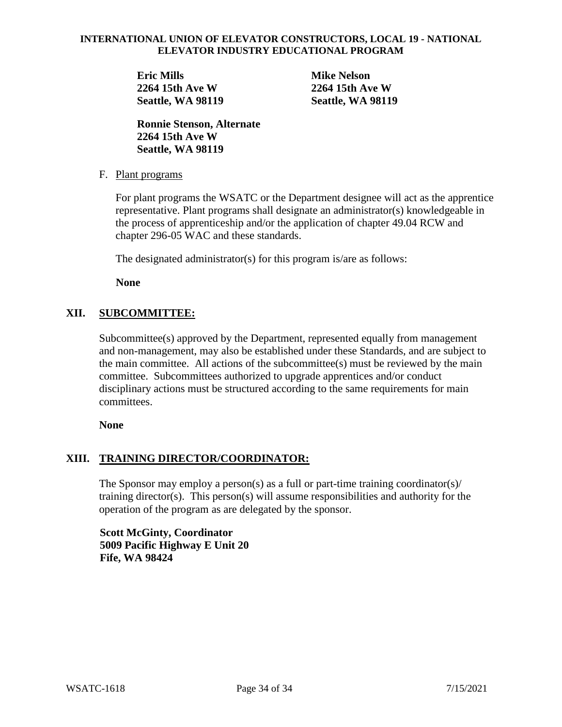**Eric Mills**
**2264 15th Ave W**
**Seattle, WA 98119**

**Mike Nelson**
**2264 15th Ave W**
**Seattle, WA 98119**

**Ronnie Stenson, Alternate**
**2264 15th Ave W**
**Seattle, WA 98119**

F. Plant programs

For plant programs the WSATC or the Department designee will act as the apprentice representative. Plant programs shall designate an administrator(s) knowledgeable in the process of apprenticeship and/or the application of chapter 49.04 RCW and chapter 296-05 WAC and these standards.

The designated administrator(s) for this program is/are as follows:

**None**

## XII. SUBCOMMITTEE:

Subcommittee(s) approved by the Department, represented equally from management and non-management, may also be established under these Standards, and are subject to the main committee. All actions of the subcommittee(s) must be reviewed by the main committee. Subcommittees authorized to upgrade apprentices and/or conduct disciplinary actions must be structured according to the same requirements for main committees.

**None**

## XIII. TRAINING DIRECTOR/COORDINATOR:

The Sponsor may employ a person(s) as a full or part-time training coordinator(s)/ training director(s). This person(s) will assume responsibilities and authority for the operation of the program as are delegated by the sponsor.

**Scott McGinty, Coordinator**
**5009 Pacific Highway E Unit 20**
**Fife, WA 98424**